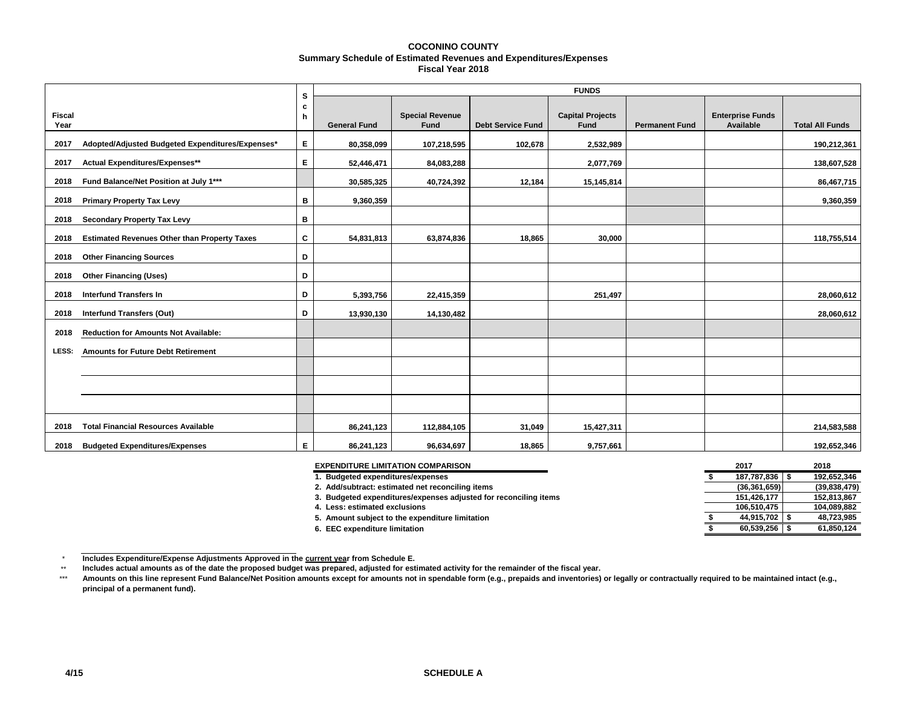# COCONINO COUNTY
## Summary Schedule of Estimated Revenues and Expenditures/Expenses
## Fiscal Year 2018

| Fiscal Year | | Sch | FUNDS | | | | | | |
|---|---|---|---|---|---|---|---|---|---|
| | | | General Fund | Special Revenue Fund | Debt Service Fund | Capital Projects Fund | Permanent Fund | Enterprise Funds Available | Total All Funds |
| 2017 | Adopted/Adjusted Budgeted Expenditures/Expenses* | E | 80,358,099 | 107,218,595 | 102,678 | 2,532,989 | | | 190,212,361 |
| 2017 | Actual Expenditures/Expenses** | E | 52,446,471 | 84,083,288 | | 2,077,769 | | | 138,607,528 |
| 2018 | Fund Balance/Net Position at July 1*** | | 30,585,325 | 40,724,392 | 12,184 | 15,145,814 | | | 86,467,715 |
| 2018 | Primary Property Tax Levy | B | 9,360,359 | | | | | | 9,360,359 |
| 2018 | Secondary Property Tax Levy | B | | | | | | | |
| 2018 | Estimated Revenues Other than Property Taxes | C | 54,831,813 | 63,874,836 | 18,865 | 30,000 | | | 118,755,514 |
| 2018 | Other Financing Sources | D | | | | | | | |
| 2018 | Other Financing (Uses) | D | | | | | | | |
| 2018 | Interfund Transfers In | D | 5,393,756 | 22,415,359 | | 251,497 | | | 28,060,612 |
| 2018 | Interfund Transfers (Out) | D | 13,930,130 | 14,130,482 | | | | | 28,060,612 |
| 2018 | Reduction for Amounts Not Available: | | | | | | | | |
| LESS: | Amounts for Future Debt Retirement | | | | | | | | |
| | | | | | | | | | |
| | | | | | | | | | |
| | | | | | | | | | |
| 2018 | Total Financial Resources Available | | 86,241,123 | 112,884,105 | 31,049 | 15,427,311 | | | 214,583,588 |
| 2018 | Budgeted Expenditures/Expenses | E | 86,241,123 | 96,634,697 | 18,865 | 9,757,661 | | | 192,652,346 |

| EXPENDITURE LIMITATION COMPARISON | 2017 | 2018 |
|---|---|---|
| 1. Budgeted expenditures/expenses | $ 187,787,836 | $ 192,652,346 |
| 2. Add/subtract: estimated net reconciling items | (36,361,659) | (39,838,479) |
| 3. Budgeted expenditures/expenses adjusted for reconciling items | 151,426,177 | 152,813,867 |
| 4. Less: estimated exclusions | 106,510,475 | 104,089,882 |
| 5. Amount subject to the expenditure limitation | $ 44,915,702 | $ 48,723,985 |
| 6. EEC expenditure limitation | $ 60,539,256 | $ 61,850,124 |

\* Includes Expenditure/Expense Adjustments Approved in the current year from Schedule E.

\*\* Includes actual amounts as of the date the proposed budget was prepared, adjusted for estimated activity for the remainder of the fiscal year.

\*\*\* Amounts on this line represent Fund Balance/Net Position amounts except for amounts not in spendable form (e.g., prepaids and inventories) or legally or contractually required to be maintained intact (e.g., principal of a permanent fund).

4/15 SCHEDULE A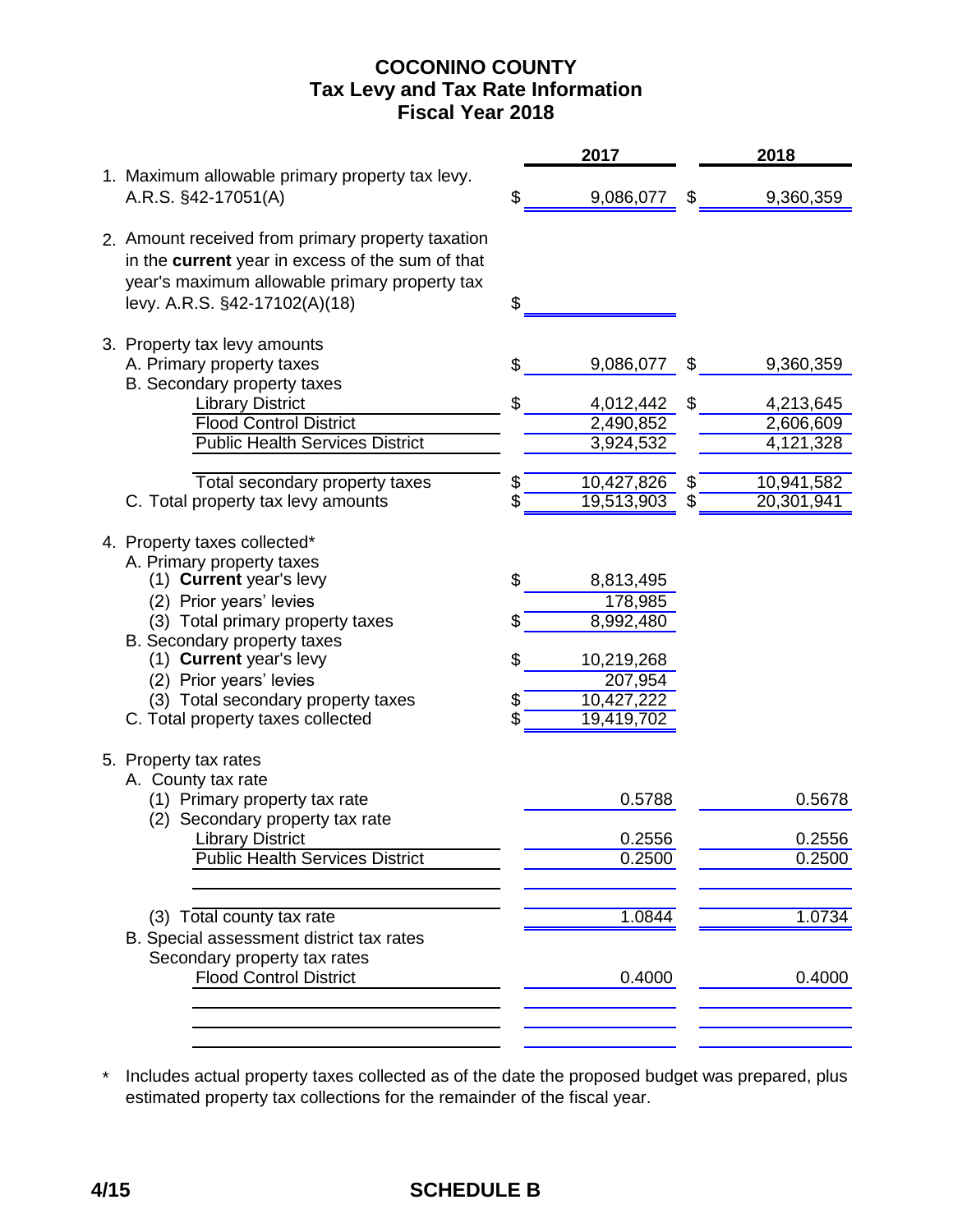# COCONINO COUNTY
## Tax Levy and Tax Rate Information
## Fiscal Year 2018

| | | 2017 | | 2018 |
|---|---|---|---|---|
| 1. Maximum allowable primary property tax levy. A.R.S. §42-17051(A) | $ | 9,086,077 | $ | 9,360,359 |
| 2. Amount received from primary property taxation in the **current** year in excess of the sum of that year's maximum allowable primary property tax levy. A.R.S. §42-17102(A)(18) | $ | | | |
| 3. Property tax levy amounts | | | | |
| A. Primary property taxes | $ | 9,086,077 | $ | 9,360,359 |
| B. Secondary property taxes | | | | |
| Library District | $ | 4,012,442 | $ | 4,213,645 |
| Flood Control District | | 2,490,852 | | 2,606,609 |
| Public Health Services District | | 3,924,532 | | 4,121,328 |
| Total secondary property taxes | $ | 10,427,826 | $ | 10,941,582 |
| C. Total property tax levy amounts | $ | 19,513,903 | $ | 20,301,941 |
| 4. Property taxes collected* | | | | |
| A. Primary property taxes | | | | |
| (1) **Current** year's levy | $ | 8,813,495 | | |
| (2) Prior years' levies | | 178,985 | | |
| (3) Total primary property taxes | $ | 8,992,480 | | |
| B. Secondary property taxes | | | | |
| (1) **Current** year's levy | $ | 10,219,268 | | |
| (2) Prior years' levies | | 207,954 | | |
| (3) Total secondary property taxes | $ | 10,427,222 | | |
| C. Total property taxes collected | $ | 19,419,702 | | |
| 5. Property tax rates | | | | |
| A. County tax rate | | | | |
| (1) Primary property tax rate | | 0.5788 | | 0.5678 |
| (2) Secondary property tax rate | | | | |
| Library District | | 0.2556 | | 0.2556 |
| Public Health Services District | | 0.2500 | | 0.2500 |
| (3) Total county tax rate | | 1.0844 | | 1.0734 |
| B. Special assessment district tax rates | | | | |
| Secondary property tax rates | | | | |
| Flood Control District | | 0.4000 | | 0.4000 |

\* Includes actual property taxes collected as of the date the proposed budget was prepared, plus estimated property tax collections for the remainder of the fiscal year.

4/15 SCHEDULE B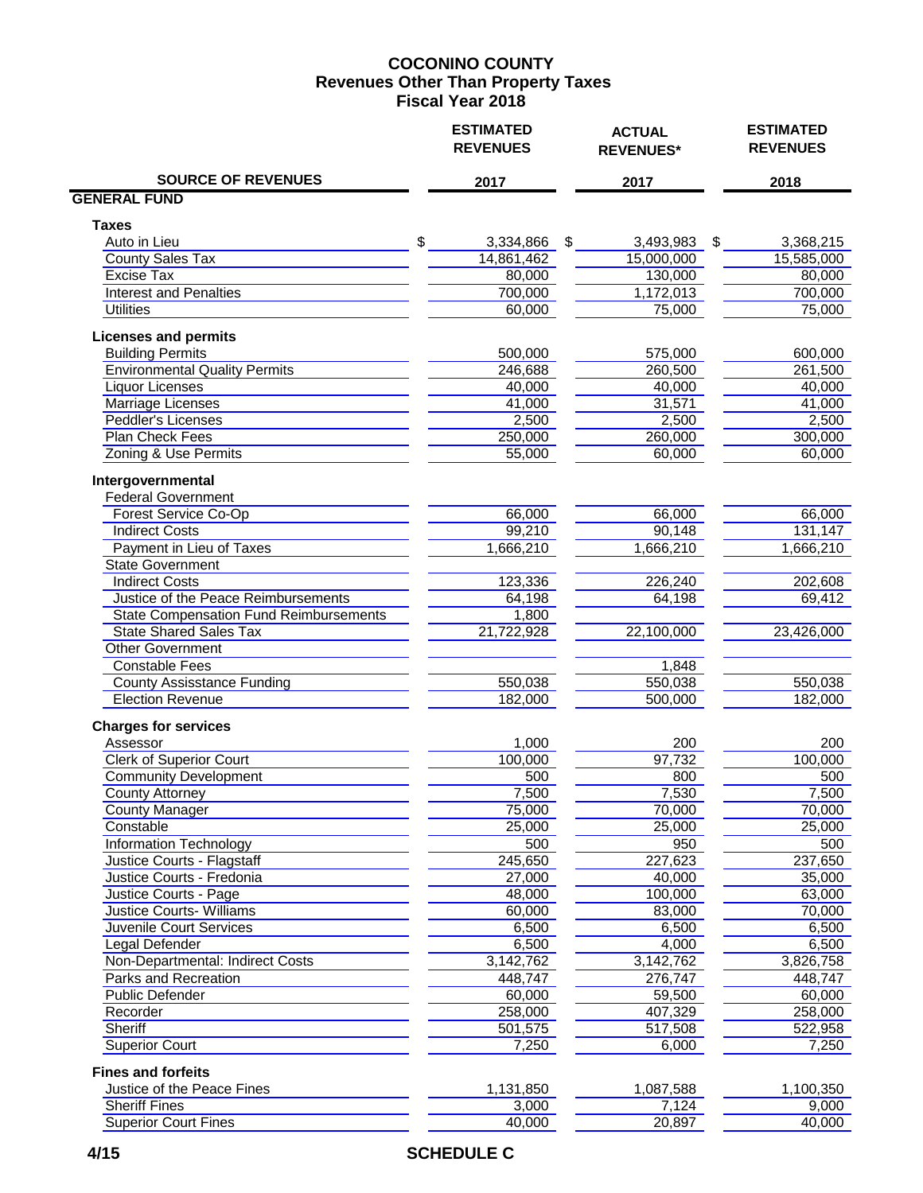# COCONINO COUNTY
## Revenues Other Than Property Taxes
## Fiscal Year 2018

| SOURCE OF REVENUES | ESTIMATED REVENUES 2017 | ACTUAL REVENUES* 2017 | ESTIMATED REVENUES 2018 |
|---|---|---|---|
| **GENERAL FUND** | | | |
| **Taxes** | | | |
| Auto in Lieu | $ 3,334,866 | $ 3,493,983 | $ 3,368,215 |
| County Sales Tax | 14,861,462 | 15,000,000 | 15,585,000 |
| Excise Tax | 80,000 | 130,000 | 80,000 |
| Interest and Penalties | 700,000 | 1,172,013 | 700,000 |
| Utilities | 60,000 | 75,000 | 75,000 |
| **Licenses and permits** | | | |
| Building Permits | 500,000 | 575,000 | 600,000 |
| Environmental Quality Permits | 246,688 | 260,500 | 261,500 |
| Liquor Licenses | 40,000 | 40,000 | 40,000 |
| Marriage Licenses | 41,000 | 31,571 | 41,000 |
| Peddler's Licenses | 2,500 | 2,500 | 2,500 |
| Plan Check Fees | 250,000 | 260,000 | 300,000 |
| Zoning & Use Permits | 55,000 | 60,000 | 60,000 |
| **Intergovernmental** | | | |
| Federal Government | | | |
| Forest Service Co-Op | 66,000 | 66,000 | 66,000 |
| Indirect Costs | 99,210 | 90,148 | 131,147 |
| Payment in Lieu of Taxes | 1,666,210 | 1,666,210 | 1,666,210 |
| State Government | | | |
| Indirect Costs | 123,336 | 226,240 | 202,608 |
| Justice of the Peace Reimbursements | 64,198 | 64,198 | 69,412 |
| State Compensation Fund Reimbursements | 1,800 | | |
| State Shared Sales Tax | 21,722,928 | 22,100,000 | 23,426,000 |
| Other Government | | | |
| Constable Fees | | 1,848 | |
| County Assisstance Funding | 550,038 | 550,038 | 550,038 |
| Election Revenue | 182,000 | 500,000 | 182,000 |
| **Charges for services** | | | |
| Assessor | 1,000 | 200 | 200 |
| Clerk of Superior Court | 100,000 | 97,732 | 100,000 |
| Community Development | 500 | 800 | 500 |
| County Attorney | 7,500 | 7,530 | 7,500 |
| County Manager | 75,000 | 70,000 | 70,000 |
| Constable | 25,000 | 25,000 | 25,000 |
| Information Technology | 500 | 950 | 500 |
| Justice Courts - Flagstaff | 245,650 | 227,623 | 237,650 |
| Justice Courts - Fredonia | 27,000 | 40,000 | 35,000 |
| Justice Courts - Page | 48,000 | 100,000 | 63,000 |
| Justice Courts- Williams | 60,000 | 83,000 | 70,000 |
| Juvenile Court Services | 6,500 | 6,500 | 6,500 |
| Legal Defender | 6,500 | 4,000 | 6,500 |
| Non-Departmental: Indirect Costs | 3,142,762 | 3,142,762 | 3,826,758 |
| Parks and Recreation | 448,747 | 276,747 | 448,747 |
| Public Defender | 60,000 | 59,500 | 60,000 |
| Recorder | 258,000 | 407,329 | 258,000 |
| Sheriff | 501,575 | 517,508 | 522,958 |
| Superior Court | 7,250 | 6,000 | 7,250 |
| **Fines and forfeits** | | | |
| Justice of the Peace Fines | 1,131,850 | 1,087,588 | 1,100,350 |
| Sheriff Fines | 3,000 | 7,124 | 9,000 |
| Superior Court Fines | 40,000 | 20,897 | 40,000 |

SCHEDULE C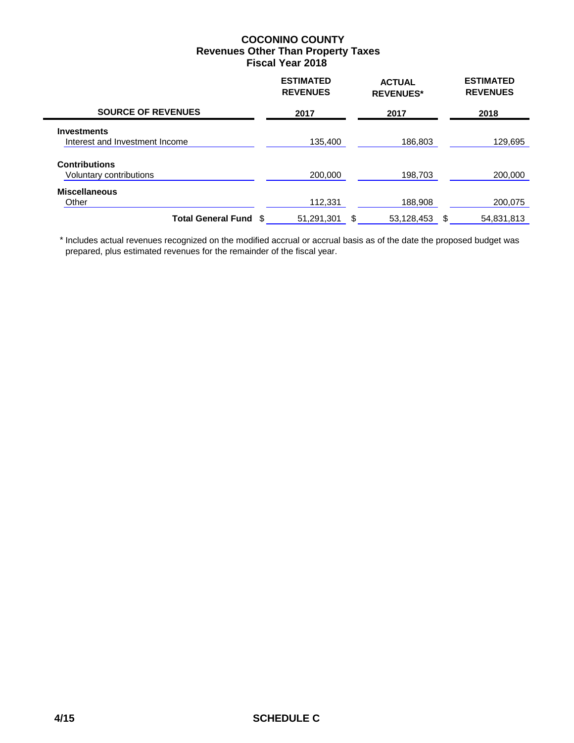# COCONINO COUNTY
## Revenues Other Than Property Taxes
## Fiscal Year 2018

| SOURCE OF REVENUES | ESTIMATED REVENUES 2017 | ACTUAL REVENUES* 2017 | ESTIMATED REVENUES 2018 |
|---|---|---|---|
| **Investments** | | | |
| Interest and Investment Income | 135,400 | 186,803 | 129,695 |
| **Contributions** | | | |
| Voluntary contributions | 200,000 | 198,703 | 200,000 |
| **Miscellaneous** | | | |
| Other | 112,331 | 188,908 | 200,075 |
| **Total General Fund** | $ 51,291,301 | $ 53,128,453 | $ 54,831,813 |

\* Includes actual revenues recognized on the modified accrual or accrual basis as of the date the proposed budget was prepared, plus estimated revenues for the remainder of the fiscal year.

**SCHEDULE C**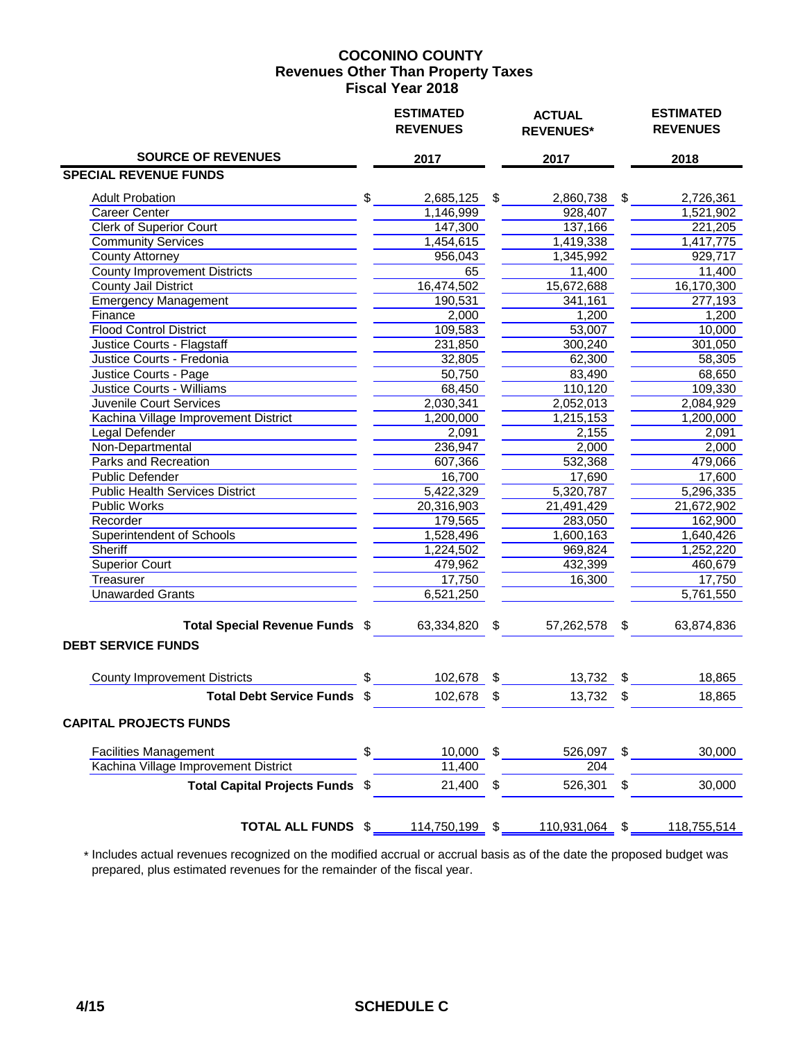# COCONINO COUNTY
## Revenues Other Than Property Taxes
## Fiscal Year 2018

| SOURCE OF REVENUES | ESTIMATED REVENUES 2017 | ACTUAL REVENUES* 2017 | ESTIMATED REVENUES 2018 |
|---|---|---|---|
| **SPECIAL REVENUE FUNDS** | | | |
| Adult Probation | $ 2,685,125 | $ 2,860,738 | $ 2,726,361 |
| Career Center | 1,146,999 | 928,407 | 1,521,902 |
| Clerk of Superior Court | 147,300 | 137,166 | 221,205 |
| Community Services | 1,454,615 | 1,419,338 | 1,417,775 |
| County Attorney | 956,043 | 1,345,992 | 929,717 |
| County Improvement Districts | 65 | 11,400 | 11,400 |
| County Jail District | 16,474,502 | 15,672,688 | 16,170,300 |
| Emergency Management | 190,531 | 341,161 | 277,193 |
| Finance | 2,000 | 1,200 | 1,200 |
| Flood Control District | 109,583 | 53,007 | 10,000 |
| Justice Courts - Flagstaff | 231,850 | 300,240 | 301,050 |
| Justice Courts - Fredonia | 32,805 | 62,300 | 58,305 |
| Justice Courts - Page | 50,750 | 83,490 | 68,650 |
| Justice Courts - Williams | 68,450 | 110,120 | 109,330 |
| Juvenile Court Services | 2,030,341 | 2,052,013 | 2,084,929 |
| Kachina Village Improvement District | 1,200,000 | 1,215,153 | 1,200,000 |
| Legal Defender | 2,091 | 2,155 | 2,091 |
| Non-Departmental | 236,947 | 2,000 | 2,000 |
| Parks and Recreation | 607,366 | 532,368 | 479,066 |
| Public Defender | 16,700 | 17,690 | 17,600 |
| Public Health Services District | 5,422,329 | 5,320,787 | 5,296,335 |
| Public Works | 20,316,903 | 21,491,429 | 21,672,902 |
| Recorder | 179,565 | 283,050 | 162,900 |
| Superintendent of Schools | 1,528,496 | 1,600,163 | 1,640,426 |
| Sheriff | 1,224,502 | 969,824 | 1,252,220 |
| Superior Court | 479,962 | 432,399 | 460,679 |
| Treasurer | 17,750 | 16,300 | 17,750 |
| Unawarded Grants | 6,521,250 | | 5,761,550 |
| **Total Special Revenue Funds** | $ 63,334,820 | $ 57,262,578 | $ 63,874,836 |
| **DEBT SERVICE FUNDS** | | | |
| County Improvement Districts | $ 102,678 | $ 13,732 | $ 18,865 |
| **Total Debt Service Funds** | $ 102,678 | $ 13,732 | $ 18,865 |
| **CAPITAL PROJECTS FUNDS** | | | |
| Facilities Management | $ 10,000 | $ 526,097 | $ 30,000 |
| Kachina Village Improvement District | 11,400 | 204 | |
| **Total Capital Projects Funds** | $ 21,400 | $ 526,301 | $ 30,000 |
| **TOTAL ALL FUNDS** | $ 114,750,199 | $ 110,931,064 | $ 118,755,514 |

\* Includes actual revenues recognized on the modified accrual or accrual basis as of the date the proposed budget was prepared, plus estimated revenues for the remainder of the fiscal year.

4/15 **SCHEDULE C**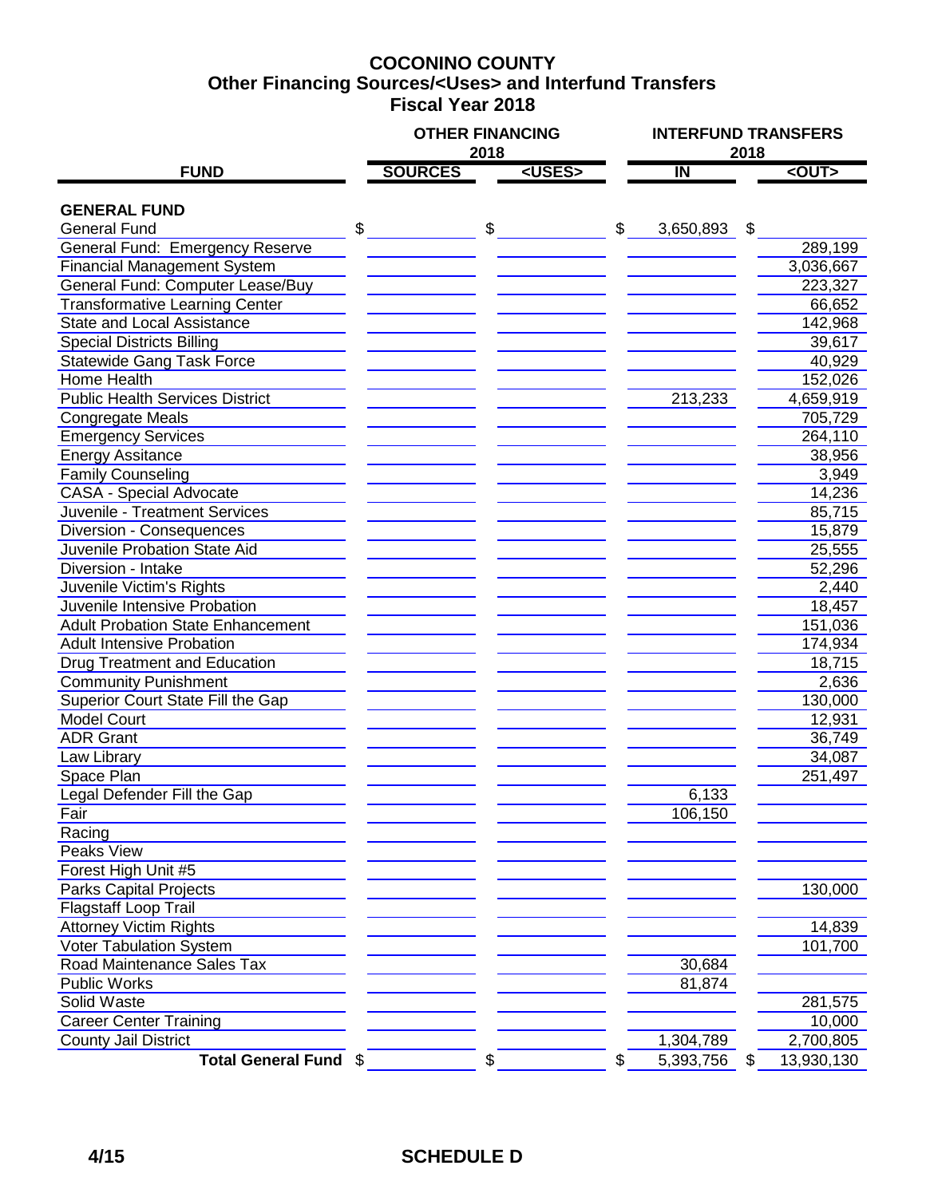# COCONINO COUNTY
## Other Financing Sources/<Uses> and Interfund Transfers
## Fiscal Year 2018

| FUND | OTHER FINANCING 2018 | | INTERFUND TRANSFERS 2018 | |
|---|---|---|---|---|
| | SOURCES | <USES> | IN | <OUT> |
| **GENERAL FUND** | | | | |
| General Fund | $ | $ | $ 3,650,893 | $ |
| General Fund: Emergency Reserve | | | | 289,199 |
| Financial Management System | | | | 3,036,667 |
| General Fund: Computer Lease/Buy | | | | 223,327 |
| Transformative Learning Center | | | | 66,652 |
| State and Local Assistance | | | | 142,968 |
| Special Districts Billing | | | | 39,617 |
| Statewide Gang Task Force | | | | 40,929 |
| Home Health | | | | 152,026 |
| Public Health Services District | | | 213,233 | 4,659,919 |
| Congregate Meals | | | | 705,729 |
| Emergency Services | | | | 264,110 |
| Energy Assitance | | | | 38,956 |
| Family Counseling | | | | 3,949 |
| CASA - Special Advocate | | | | 14,236 |
| Juvenile - Treatment Services | | | | 85,715 |
| Diversion - Consequences | | | | 15,879 |
| Juvenile Probation State Aid | | | | 25,555 |
| Diversion - Intake | | | | 52,296 |
| Juvenile Victim's Rights | | | | 2,440 |
| Juvenile Intensive Probation | | | | 18,457 |
| Adult Probation State Enhancement | | | | 151,036 |
| Adult Intensive Probation | | | | 174,934 |
| Drug Treatment and Education | | | | 18,715 |
| Community Punishment | | | | 2,636 |
| Superior Court State Fill the Gap | | | | 130,000 |
| Model Court | | | | 12,931 |
| ADR Grant | | | | 36,749 |
| Law Library | | | | 34,087 |
| Space Plan | | | | 251,497 |
| Legal Defender Fill the Gap | | | 6,133 | |
| Fair | | | 106,150 | |
| Racing | | | | |
| Peaks View | | | | |
| Forest High Unit #5 | | | | |
| Parks Capital Projects | | | | 130,000 |
| Flagstaff Loop Trail | | | | |
| Attorney Victim Rights | | | | 14,839 |
| Voter Tabulation System | | | | 101,700 |
| Road Maintenance Sales Tax | | | 30,684 | |
| Public Works | | | 81,874 | |
| Solid Waste | | | | 281,575 |
| Career Center Training | | | | 10,000 |
| County Jail District | | | 1,304,789 | 2,700,805 |
| **Total General Fund** | $ | $ | $ 5,393,756 | $ 13,930,130 |

4/15 SCHEDULE D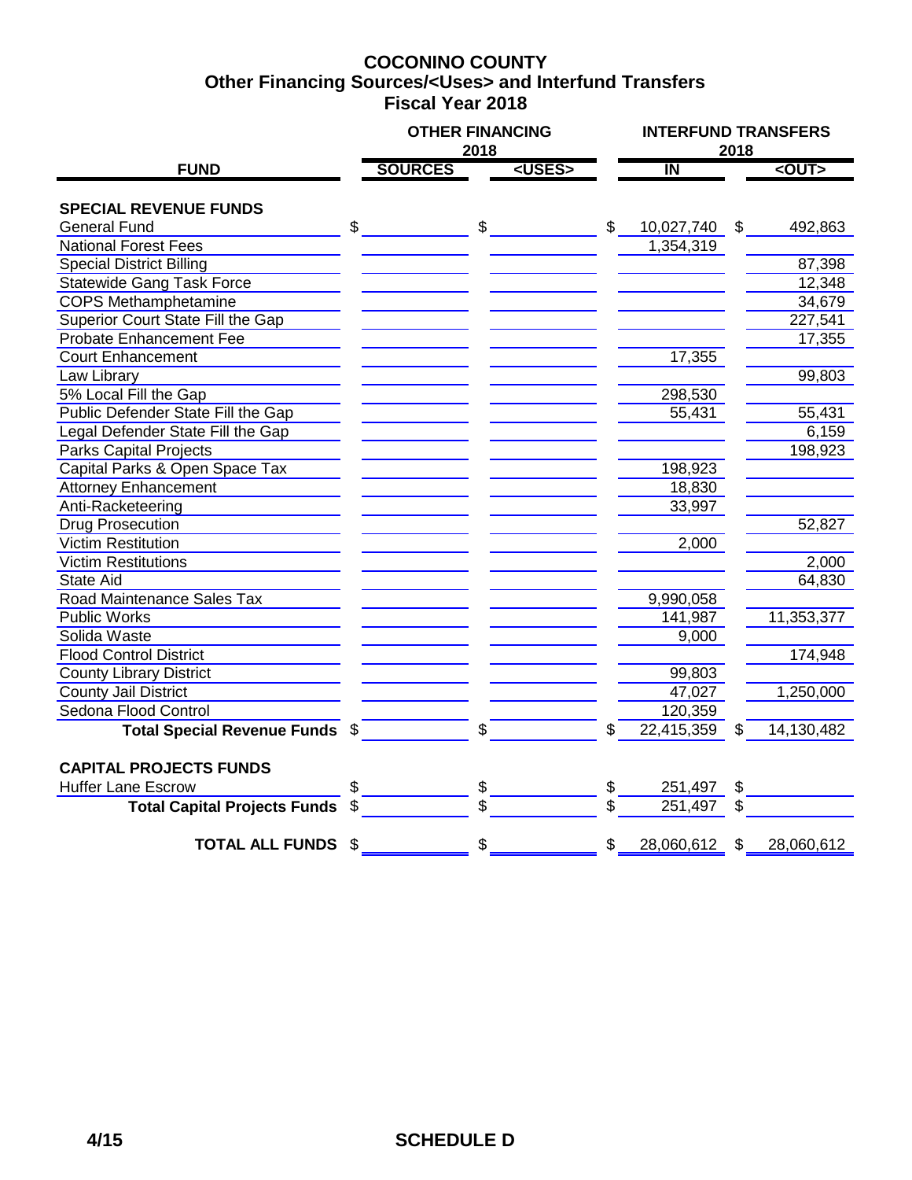# COCONINO COUNTY
## Other Financing Sources/<Uses> and Interfund Transfers
## Fiscal Year 2018

| FUND | OTHER FINANCING 2018 SOURCES | OTHER FINANCING 2018 <USES> | INTERFUND TRANSFERS 2018 IN | INTERFUND TRANSFERS 2018 <OUT> |
|---|---|---|---|---|
| **SPECIAL REVENUE FUNDS** | | | | |
| General Fund | $ | $ | $ 10,027,740 | $ 492,863 |
| National Forest Fees | | | 1,354,319 | |
| Special District Billing | | | | 87,398 |
| Statewide Gang Task Force | | | | 12,348 |
| COPS Methamphetamine | | | | 34,679 |
| Superior Court State Fill the Gap | | | | 227,541 |
| Probate Enhancement Fee | | | | 17,355 |
| Court Enhancement | | | 17,355 | |
| Law Library | | | | 99,803 |
| 5% Local Fill the Gap | | | 298,530 | |
| Public Defender State Fill the Gap | | | 55,431 | 55,431 |
| Legal Defender State Fill the Gap | | | | 6,159 |
| Parks Capital Projects | | | | 198,923 |
| Capital Parks & Open Space Tax | | | 198,923 | |
| Attorney Enhancement | | | 18,830 | |
| Anti-Racketeering | | | 33,997 | |
| Drug Prosecution | | | | 52,827 |
| Victim Restitution | | | 2,000 | |
| Victim Restitutions | | | | 2,000 |
| State Aid | | | | 64,830 |
| Road Maintenance Sales Tax | | | 9,990,058 | |
| Public Works | | | 141,987 | 11,353,377 |
| Solida Waste | | | 9,000 | |
| Flood Control District | | | | 174,948 |
| County Library District | | | 99,803 | |
| County Jail District | | | 47,027 | 1,250,000 |
| Sedona Flood Control | | | 120,359 | |
| **Total Special Revenue Funds** | $ | $ | $ 22,415,359 | $ 14,130,482 |
| **CAPITAL PROJECTS FUNDS** | | | | |
| Huffer Lane Escrow | $ | $ | $ 251,497 | $ |
| **Total Capital Projects Funds** | $ | $ | $ 251,497 | $ |
| **TOTAL ALL FUNDS** | $ | $ | $ 28,060,612 | $ 28,060,612 |

4/15

**SCHEDULE D**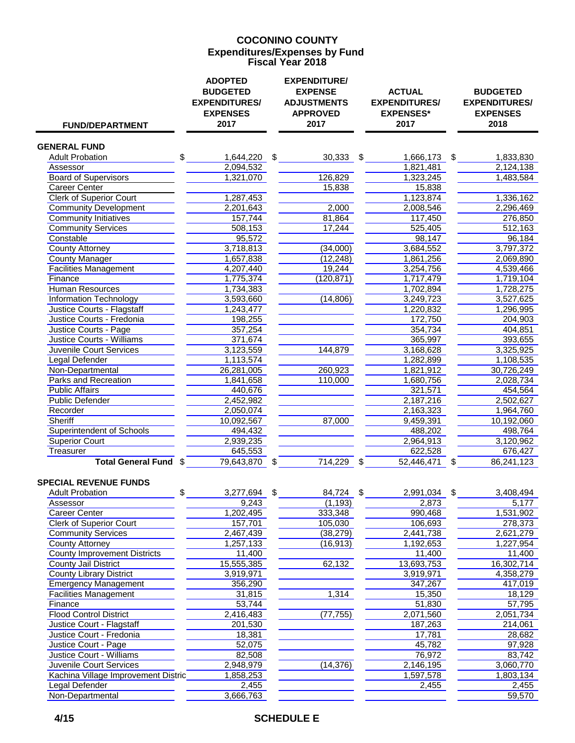# COCONINO COUNTY
## Expenditures/Expenses by Fund
## Fiscal Year 2018

| FUND/DEPARTMENT | ADOPTED BUDGETED EXPENDITURES/ EXPENSES 2017 | EXPENDITURE/ EXPENSE ADJUSTMENTS APPROVED 2017 | ACTUAL EXPENDITURES/ EXPENSES* 2017 | BUDGETED EXPENDITURES/ EXPENSES 2018 |
|---|---|---|---|---|
| **GENERAL FUND** | | | | |
| Adult Probation | $ 1,644,220 | $ 30,333 | $ 1,666,173 | $ 1,833,830 |
| Assessor | 2,094,532 | | 1,821,481 | 2,124,138 |
| Board of Supervisors | 1,321,070 | 126,829 | 1,323,245 | 1,483,584 |
| Career Center | | 15,838 | 15,838 | |
| Clerk of Superior Court | 1,287,453 | | 1,123,874 | 1,336,162 |
| Community Development | 2,201,643 | 2,000 | 2,008,546 | 2,296,469 |
| Community Initiatives | 157,744 | 81,864 | 117,450 | 276,850 |
| Community Services | 508,153 | 17,244 | 525,405 | 512,163 |
| Constable | 95,572 | | 98,147 | 96,184 |
| County Attorney | 3,718,813 | (34,000) | 3,684,552 | 3,797,372 |
| County Manager | 1,657,838 | (12,248) | 1,861,256 | 2,069,890 |
| Facilities Management | 4,207,440 | 19,244 | 3,254,756 | 4,539,466 |
| Finance | 1,775,374 | (120,871) | 1,717,479 | 1,719,104 |
| Human Resources | 1,734,383 | | 1,702,894 | 1,728,275 |
| Information Technology | 3,593,660 | (14,806) | 3,249,723 | 3,527,625 |
| Justice Courts - Flagstaff | 1,243,477 | | 1,220,832 | 1,296,995 |
| Justice Courts - Fredonia | 198,255 | | 172,750 | 204,903 |
| Justice Courts - Page | 357,254 | | 354,734 | 404,851 |
| Justice Courts - Williams | 371,674 | | 365,997 | 393,655 |
| Juvenile Court Services | 3,123,559 | 144,879 | 3,168,628 | 3,325,925 |
| Legal Defender | 1,113,574 | | 1,282,899 | 1,108,535 |
| Non-Departmental | 26,281,005 | 260,923 | 1,821,912 | 30,726,249 |
| Parks and Recreation | 1,841,658 | 110,000 | 1,680,756 | 2,028,734 |
| Public Affairs | 440,676 | | 321,571 | 454,564 |
| Public Defender | 2,452,982 | | 2,187,216 | 2,502,627 |
| Recorder | 2,050,074 | | 2,163,323 | 1,964,760 |
| Sheriff | 10,092,567 | 87,000 | 9,459,391 | 10,192,060 |
| Superintendent of Schools | 494,432 | | 488,202 | 498,764 |
| Superior Court | 2,939,235 | | 2,964,913 | 3,120,962 |
| Treasurer | 645,553 | | 622,528 | 676,427 |
| **Total General Fund** | $ 79,643,870 | $ 714,229 | $ 52,446,471 | $ 86,241,123 |
| **SPECIAL REVENUE FUNDS** | | | | |
| Adult Probation | $ 3,277,694 | $ 84,724 | $ 2,991,034 | $ 3,408,494 |
| Assessor | 9,243 | (1,193) | 2,873 | 5,177 |
| Career Center | 1,202,495 | 333,348 | 990,468 | 1,531,902 |
| Clerk of Superior Court | 157,701 | 105,030 | 106,693 | 278,373 |
| Community Services | 2,467,439 | (38,279) | 2,441,738 | 2,621,279 |
| County Attorney | 1,257,133 | (16,913) | 1,192,653 | 1,227,954 |
| County Improvement Districts | 11,400 | | 11,400 | 11,400 |
| County Jail District | 15,555,385 | 62,132 | 13,693,753 | 16,302,714 |
| County Library District | 3,919,971 | | 3,919,971 | 4,358,279 |
| Emergency Management | 356,290 | | 347,267 | 417,019 |
| Facilities Management | 31,815 | 1,314 | 15,350 | 18,129 |
| Finance | 53,744 | | 51,830 | 57,795 |
| Flood Control District | 2,416,483 | (77,755) | 2,071,560 | 2,051,734 |
| Justice Court - Flagstaff | 201,530 | | 187,263 | 214,061 |
| Justice Court - Fredonia | 18,381 | | 17,781 | 28,682 |
| Justice Court - Page | 52,075 | | 45,782 | 97,928 |
| Justice Court - Williams | 82,508 | | 76,972 | 83,742 |
| Juvenile Court Services | 2,948,979 | (14,376) | 2,146,195 | 3,060,770 |
| Kachina Village Improvement Distric | 1,858,253 | | 1,597,578 | 1,803,134 |
| Legal Defender | 2,455 | | 2,455 | 2,455 |
| Non-Departmental | 3,666,763 | | | 59,570 |

SCHEDULE E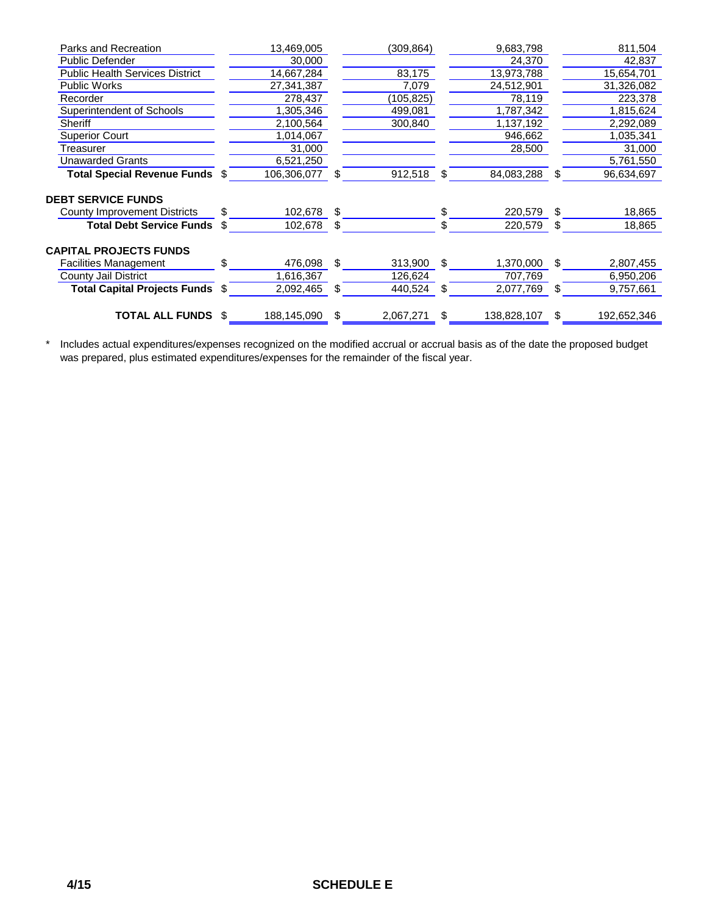| | | | | |
|---|---|---|---|---|
| Parks and Recreation | 13,469,005 | (309,864) | 9,683,798 | 811,504 |
| Public Defender | 30,000 | | 24,370 | 42,837 |
| Public Health Services District | 14,667,284 | 83,175 | 13,973,788 | 15,654,701 |
| Public Works | 27,341,387 | 7,079 | 24,512,901 | 31,326,082 |
| Recorder | 278,437 | (105,825) | 78,119 | 223,378 |
| Superintendent of Schools | 1,305,346 | 499,081 | 1,787,342 | 1,815,624 |
| Sheriff | 2,100,564 | 300,840 | 1,137,192 | 2,292,089 |
| Superior Court | 1,014,067 | | 946,662 | 1,035,341 |
| Treasurer | 31,000 | | 28,500 | 31,000 |
| Unawarded Grants | 6,521,250 | | | 5,761,550 |
| **Total Special Revenue Funds** | $ 106,306,077 | $ 912,518 | $ 84,083,288 | $ 96,634,697 |
| **DEBT SERVICE FUNDS** | | | | |
| County Improvement Districts | $ 102,678 | $ | $ 220,579 | $ 18,865 |
| **Total Debt Service Funds** | $ 102,678 | $ | $ 220,579 | $ 18,865 |
| **CAPITAL PROJECTS FUNDS** | | | | |
| Facilities Management | $ 476,098 | $ 313,900 | $ 1,370,000 | $ 2,807,455 |
| County Jail District | 1,616,367 | 126,624 | 707,769 | 6,950,206 |
| **Total Capital Projects Funds** | $ 2,092,465 | $ 440,524 | $ 2,077,769 | $ 9,757,661 |
| **TOTAL ALL FUNDS** | $ 188,145,090 | $ 2,067,271 | $ 138,828,107 | $ 192,652,346 |

\* Includes actual expenditures/expenses recognized on the modified accrual or accrual basis as of the date the proposed budget was prepared, plus estimated expenditures/expenses for the remainder of the fiscal year.

4/15 **SCHEDULE E**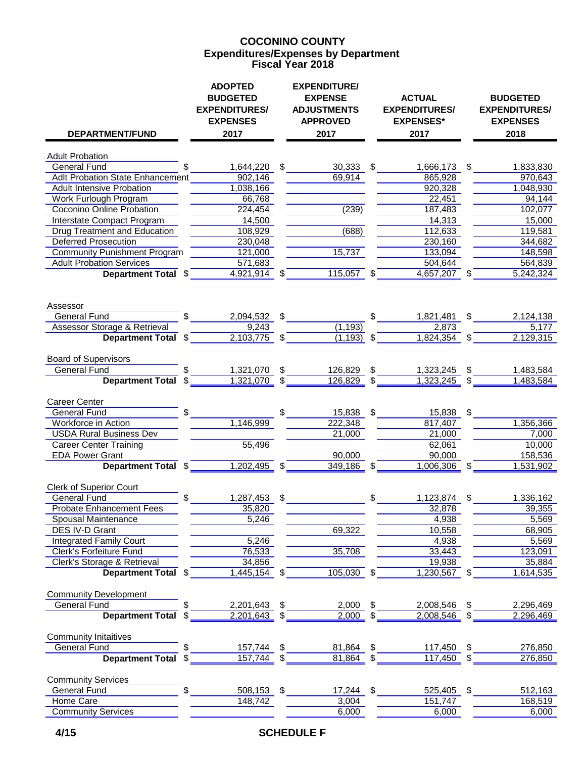# COCONINO COUNTY
## Expenditures/Expenses by Department
## Fiscal Year 2018

| DEPARTMENT/FUND | ADOPTED BUDGETED EXPENDITURES/ EXPENSES 2017 | EXPENDITURE/ EXPENSE ADJUSTMENTS APPROVED 2017 | ACTUAL EXPENDITURES/ EXPENSES* 2017 | BUDGETED EXPENDITURES/ EXPENSES 2018 |
|---|---|---|---|---|
| Adult Probation | | | | |
| General Fund | $ 1,644,220 | $ 30,333 | $ 1,666,173 | $ 1,833,830 |
| Adlt Probation State Enhancement | 902,146 | 69,914 | 865,928 | 970,643 |
| Adult Intensive Probation | 1,038,166 | | 920,328 | 1,048,930 |
| Work Furlough Program | 66,768 | | 22,451 | 94,144 |
| Coconino Online Probation | 224,454 | (239) | 187,483 | 102,077 |
| Interstate Compact Program | 14,500 | | 14,313 | 15,000 |
| Drug Treatment and Education | 108,929 | (688) | 112,633 | 119,581 |
| Deferred Prosecution | 230,048 | | 230,160 | 344,682 |
| Community Punishment Program | 121,000 | 15,737 | 133,094 | 148,598 |
| Adult Probation Services | 571,683 | | 504,644 | 564,839 |
| **Department Total** | $ 4,921,914 | $ 115,057 | $ 4,657,207 | $ 5,242,324 |
| Assessor | | | | |
| General Fund | $ 2,094,532 | $ | $ 1,821,481 | $ 2,124,138 |
| Assessor Storage & Retrieval | 9,243 | (1,193) | 2,873 | 5,177 |
| **Department Total** | $ 2,103,775 | $ (1,193) | $ 1,824,354 | $ 2,129,315 |
| Board of Supervisors | | | | |
| General Fund | $ 1,321,070 | $ 126,829 | $ 1,323,245 | $ 1,483,584 |
| **Department Total** | $ 1,321,070 | $ 126,829 | $ 1,323,245 | $ 1,483,584 |
| Career Center | | | | |
| General Fund | $ | $ 15,838 | $ 15,838 | $ |
| Workforce in Action | 1,146,999 | 222,348 | 817,407 | 1,356,366 |
| USDA Rural Business Dev | | 21,000 | 21,000 | 7,000 |
| Career Center Training | 55,496 | | 62,061 | 10,000 |
| EDA Power Grant | | 90,000 | 90,000 | 158,536 |
| **Department Total** | $ 1,202,495 | $ 349,186 | $ 1,006,306 | $ 1,531,902 |
| Clerk of Superior Court | | | | |
| General Fund | $ 1,287,453 | $ | $ 1,123,874 | $ 1,336,162 |
| Probate Enhancement Fees | 35,820 | | 32,878 | 39,355 |
| Spousal Maintenance | 5,246 | | 4,938 | 5,569 |
| DES IV-D Grant | | 69,322 | 10,558 | 68,905 |
| Integrated Family Court | 5,246 | | 4,938 | 5,569 |
| Clerk's Forfeiture Fund | 76,533 | 35,708 | 33,443 | 123,091 |
| Clerk's Storage & Retrieval | 34,856 | | 19,938 | 35,884 |
| **Department Total** | $ 1,445,154 | $ 105,030 | $ 1,230,567 | $ 1,614,535 |
| Community Development | | | | |
| General Fund | $ 2,201,643 | $ 2,000 | $ 2,008,546 | $ 2,296,469 |
| **Department Total** | $ 2,201,643 | $ 2,000 | $ 2,008,546 | $ 2,296,469 |
| Community Initaitives | | | | |
| General Fund | $ 157,744 | $ 81,864 | $ 117,450 | $ 276,850 |
| **Department Total** | $ 157,744 | $ 81,864 | $ 117,450 | $ 276,850 |
| Community Services | | | | |
| General Fund | $ 508,153 | $ 17,244 | $ 525,405 | $ 512,163 |
| Home Care | 148,742 | 3,004 | 151,747 | 168,519 |
| Community Services | | 6,000 | 6,000 | 6,000 |

4/15 SCHEDULE F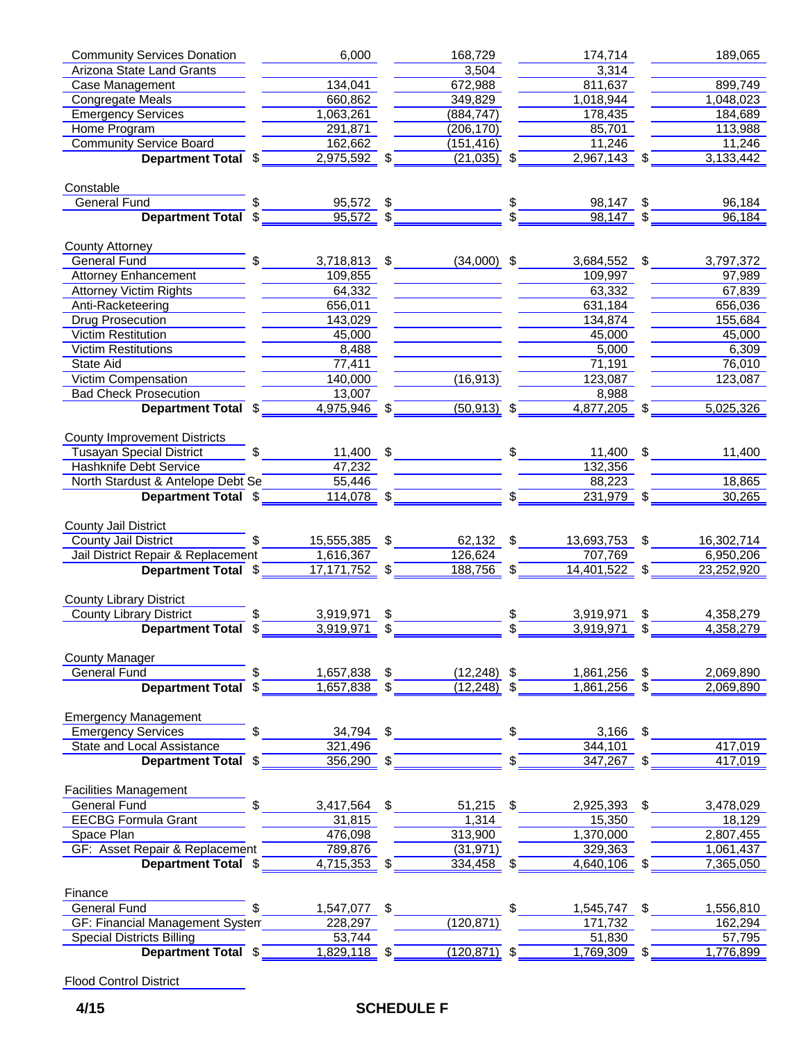| | | | | |
|---|---|---|---|---|
| Community Services Donation | 6,000 | 168,729 | 174,714 | 189,065 |
| Arizona State Land Grants | | 3,504 | 3,314 | |
| Case Management | 134,041 | 672,988 | 811,637 | 899,749 |
| Congregate Meals | 660,862 | 349,829 | 1,018,944 | 1,048,023 |
| Emergency Services | 1,063,261 | (884,747) | 178,435 | 184,689 |
| Home Program | 291,871 | (206,170) | 85,701 | 113,988 |
| Community Service Board | 162,662 | (151,416) | 11,246 | 11,246 |
| **Department Total** | $ 2,975,592 | $ (21,035) | $ 2,967,143 | $ 3,133,442 |
| | | | | |
| Constable | | | | |
| General Fund | $ 95,572 | $ | $ 98,147 | $ 96,184 |
| **Department Total** | $ 95,572 | $ | $ 98,147 | $ 96,184 |
| | | | | |
| County Attorney | | | | |
| General Fund | $ 3,718,813 | $ (34,000) | $ 3,684,552 | $ 3,797,372 |
| Attorney Enhancement | 109,855 | | 109,997 | 97,989 |
| Attorney Victim Rights | 64,332 | | 63,332 | 67,839 |
| Anti-Racketeering | 656,011 | | 631,184 | 656,036 |
| Drug Prosecution | 143,029 | | 134,874 | 155,684 |
| Victim Restitution | 45,000 | | 45,000 | 45,000 |
| Victim Restitutions | 8,488 | | 5,000 | 6,309 |
| State Aid | 77,411 | | 71,191 | 76,010 |
| Victim Compensation | 140,000 | (16,913) | 123,087 | 123,087 |
| Bad Check Prosecution | 13,007 | | 8,988 | |
| **Department Total** | $ 4,975,946 | $ (50,913) | $ 4,877,205 | $ 5,025,326 |
| | | | | |
| County Improvement Districts | | | | |
| Tusayan Special District | $ 11,400 | $ | $ 11,400 | $ 11,400 |
| Hashknife Debt Service | 47,232 | | 132,356 | |
| North Stardust & Antelope Debt Se | 55,446 | | 88,223 | 18,865 |
| **Department Total** | $ 114,078 | $ | $ 231,979 | $ 30,265 |
| | | | | |
| County Jail District | | | | |
| County Jail District | $ 15,555,385 | $ 62,132 | $ 13,693,753 | $ 16,302,714 |
| Jail District Repair & Replacement | 1,616,367 | 126,624 | 707,769 | 6,950,206 |
| **Department Total** | $ 17,171,752 | $ 188,756 | $ 14,401,522 | $ 23,252,920 |
| | | | | |
| County Library District | | | | |
| County Library District | $ 3,919,971 | $ | $ 3,919,971 | $ 4,358,279 |
| **Department Total** | $ 3,919,971 | $ | $ 3,919,971 | $ 4,358,279 |
| | | | | |
| County Manager | | | | |
| General Fund | $ 1,657,838 | $ (12,248) | $ 1,861,256 | $ 2,069,890 |
| **Department Total** | $ 1,657,838 | $ (12,248) | $ 1,861,256 | $ 2,069,890 |
| | | | | |
| Emergency Management | | | | |
| Emergency Services | $ 34,794 | $ | $ 3,166 | $ |
| State and Local Assistance | 321,496 | | 344,101 | 417,019 |
| **Department Total** | $ 356,290 | $ | $ 347,267 | $ 417,019 |
| | | | | |
| Facilities Management | | | | |
| General Fund | $ 3,417,564 | $ 51,215 | $ 2,925,393 | $ 3,478,029 |
| EECBG Formula Grant | 31,815 | 1,314 | 15,350 | 18,129 |
| Space Plan | 476,098 | 313,900 | 1,370,000 | 2,807,455 |
| GF: Asset Repair & Replacement | 789,876 | (31,971) | 329,363 | 1,061,437 |
| **Department Total** | $ 4,715,353 | $ 334,458 | $ 4,640,106 | $ 7,365,050 |
| | | | | |
| Finance | | | | |
| General Fund | $ 1,547,077 | $ | $ 1,545,747 | $ 1,556,810 |
| GF: Financial Management Systen | 228,297 | (120,871) | 171,732 | 162,294 |
| Special Districts Billing | 53,744 | | 51,830 | 57,795 |
| **Department Total** | $ 1,829,118 | $ (120,871) | $ 1,769,309 | $ 1,776,899 |
| | | | | |
| Flood Control District | | | | |

4/15 **SCHEDULE F**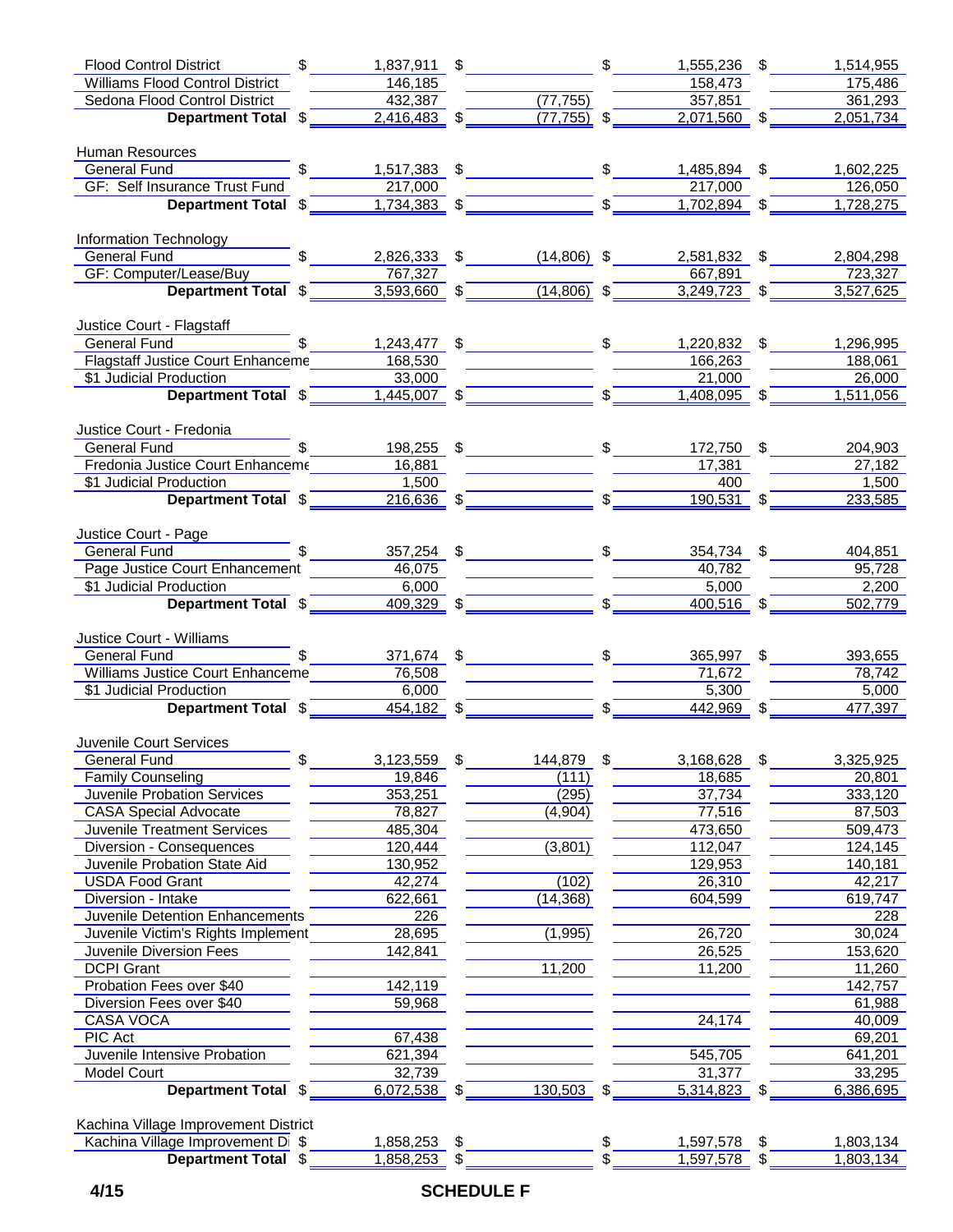| | | | | |
|---|---|---|---|---|
| Flood Control District | $ 1,837,911 | $ | $ 1,555,236 | $ 1,514,955 |
| Williams Flood Control District | 146,185 | | 158,473 | 175,486 |
| Sedona Flood Control District | 432,387 | (77,755) | 357,851 | 361,293 |
| **Department Total** | $ 2,416,483 | $ (77,755) | $ 2,071,560 | $ 2,051,734 |
| | | | | |
| Human Resources | | | | |
| General Fund | $ 1,517,383 | $ | $ 1,485,894 | $ 1,602,225 |
| GF: Self Insurance Trust Fund | 217,000 | | 217,000 | 126,050 |
| **Department Total** | $ 1,734,383 | $ | $ 1,702,894 | $ 1,728,275 |
| | | | | |
| Information Technology | | | | |
| General Fund | $ 2,826,333 | $ (14,806) | $ 2,581,832 | $ 2,804,298 |
| GF: Computer/Lease/Buy | 767,327 | | 667,891 | 723,327 |
| **Department Total** | $ 3,593,660 | $ (14,806) | $ 3,249,723 | $ 3,527,625 |
| | | | | |
| Justice Court - Flagstaff | | | | |
| General Fund | $ 1,243,477 | $ | $ 1,220,832 | $ 1,296,995 |
| Flagstaff Justice Court Enhanceme | 168,530 | | 166,263 | 188,061 |
| $1 Judicial Production | 33,000 | | 21,000 | 26,000 |
| **Department Total** | $ 1,445,007 | $ | $ 1,408,095 | $ 1,511,056 |
| | | | | |
| Justice Court - Fredonia | | | | |
| General Fund | $ 198,255 | $ | $ 172,750 | $ 204,903 |
| Fredonia Justice Court Enhanceme | 16,881 | | 17,381 | 27,182 |
| $1 Judicial Production | 1,500 | | 400 | 1,500 |
| **Department Total** | $ 216,636 | $ | $ 190,531 | $ 233,585 |
| | | | | |
| Justice Court - Page | | | | |
| General Fund | $ 357,254 | $ | $ 354,734 | $ 404,851 |
| Page Justice Court Enhancement | 46,075 | | 40,782 | 95,728 |
| $1 Judicial Production | 6,000 | | 5,000 | 2,200 |
| **Department Total** | $ 409,329 | $ | $ 400,516 | $ 502,779 |
| | | | | |
| Justice Court - Williams | | | | |
| General Fund | $ 371,674 | $ | $ 365,997 | $ 393,655 |
| Williams Justice Court Enhanceme | 76,508 | | 71,672 | 78,742 |
| $1 Judicial Production | 6,000 | | 5,300 | 5,000 |
| **Department Total** | $ 454,182 | $ | $ 442,969 | $ 477,397 |
| | | | | |
| Juvenile Court Services | | | | |
| General Fund | $ 3,123,559 | $ 144,879 | $ 3,168,628 | $ 3,325,925 |
| Family Counseling | 19,846 | (111) | 18,685 | 20,801 |
| Juvenile Probation Services | 353,251 | (295) | 37,734 | 333,120 |
| CASA Special Advocate | 78,827 | (4,904) | 77,516 | 87,503 |
| Juvenile Treatment Services | 485,304 | | 473,650 | 509,473 |
| Diversion - Consequences | 120,444 | (3,801) | 112,047 | 124,145 |
| Juvenile Probation State Aid | 130,952 | | 129,953 | 140,181 |
| USDA Food Grant | 42,274 | (102) | 26,310 | 42,217 |
| Diversion - Intake | 622,661 | (14,368) | 604,599 | 619,747 |
| Juvenile Detention Enhancements | 226 | | | 228 |
| Juvenile Victim's Rights Implement | 28,695 | (1,995) | 26,720 | 30,024 |
| Juvenile Diversion Fees | 142,841 | | 26,525 | 153,620 |
| DCPI Grant | | 11,200 | 11,200 | 11,260 |
| Probation Fees over $40 | 142,119 | | | 142,757 |
| Diversion Fees over $40 | 59,968 | | | 61,988 |
| CASA VOCA | | | 24,174 | 40,009 |
| PIC Act | 67,438 | | | 69,201 |
| Juvenile Intensive Probation | 621,394 | | 545,705 | 641,201 |
| Model Court | 32,739 | | 31,377 | 33,295 |
| **Department Total** | $ 6,072,538 | $ 130,503 | $ 5,314,823 | $ 6,386,695 |
| | | | | |
| Kachina Village Improvement District | | | | |
| Kachina Village Improvement Di | $ 1,858,253 | $ | $ 1,597,578 | $ 1,803,134 |
| **Department Total** | $ 1,858,253 | $ | $ 1,597,578 | $ 1,803,134 |

4/15 **SCHEDULE F**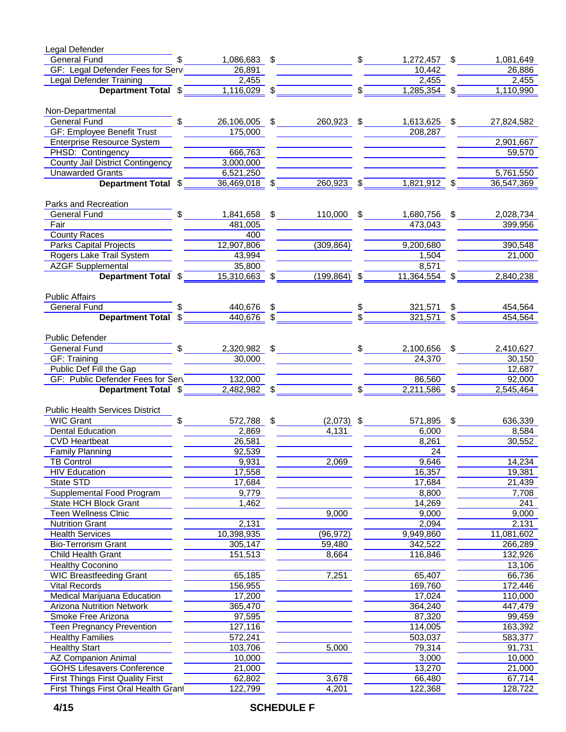| Fund | | | | |
|---|---|---|---|---|
| **Legal Defender** | | | | |
| General Fund | $ 1,086,683 | $ | $ 1,272,457 | $ 1,081,649 |
| GF: Legal Defender Fees for Serv | 26,891 | | 10,442 | 26,886 |
| Legal Defender Training | 2,455 | | 2,455 | 2,455 |
| **Department Total** | $ 1,116,029 | $ | $ 1,285,354 | $ 1,110,990 |
| **Non-Departmental** | | | | |
| General Fund | $ 26,106,005 | $ 260,923 | $ 1,613,625 | $ 27,824,582 |
| GF: Employee Benefit Trust | 175,000 | | 208,287 | |
| Enterprise Resource System | | | | 2,901,667 |
| PHSD: Contingency | 666,763 | | | 59,570 |
| County Jail District Contingency | 3,000,000 | | | |
| Unawarded Grants | 6,521,250 | | | 5,761,550 |
| **Department Total** | $ 36,469,018 | $ 260,923 | $ 1,821,912 | $ 36,547,369 |
| **Parks and Recreation** | | | | |
| General Fund | $ 1,841,658 | $ 110,000 | $ 1,680,756 | $ 2,028,734 |
| Fair | 481,005 | | 473,043 | 399,956 |
| County Races | 400 | | | |
| Parks Capital Projects | 12,907,806 | (309,864) | 9,200,680 | 390,548 |
| Rogers Lake Trail System | 43,994 | | 1,504 | 21,000 |
| AZGF Supplemental | 35,800 | | 8,571 | |
| **Department Total** | $ 15,310,663 | $ (199,864) | $ 11,364,554 | $ 2,840,238 |
| **Public Affairs** | | | | |
| General Fund | $ 440,676 | $ | $ 321,571 | $ 454,564 |
| **Department Total** | $ 440,676 | $ | $ 321,571 | $ 454,564 |
| **Public Defender** | | | | |
| General Fund | $ 2,320,982 | $ | $ 2,100,656 | $ 2,410,627 |
| GF: Training | 30,000 | | 24,370 | 30,150 |
| Public Def Fill the Gap | | | | 12,687 |
| GF: Public Defender Fees for Serv | 132,000 | | 86,560 | 92,000 |
| **Department Total** | $ 2,482,982 | $ | $ 2,211,586 | $ 2,545,464 |
| **Public Health Services District** | | | | |
| WIC Grant | $ 572,788 | $ (2,073) | $ 571,895 | $ 636,339 |
| Dental Education | 2,869 | 4,131 | 6,000 | 8,584 |
| CVD Heartbeat | 26,581 | | 8,261 | 30,552 |
| Family Planning | 92,539 | | 24 | |
| TB Control | 9,931 | 2,069 | 9,646 | 14,234 |
| HIV Education | 17,558 | | 16,357 | 19,381 |
| State STD | 17,684 | | 17,684 | 21,439 |
| Supplemental Food Program | 9,779 | | 8,800 | 7,708 |
| State HCH Block Grant | 1,462 | | 14,269 | 241 |
| Teen Wellness Clnic | | 9,000 | 9,000 | 9,000 |
| Nutrition Grant | 2,131 | | 2,094 | 2,131 |
| Health Services | 10,398,935 | (96,972) | 9,949,860 | 11,081,602 |
| Bio-Terrorism Grant | 305,147 | 59,480 | 342,522 | 266,289 |
| Child Health Grant | 151,513 | 8,664 | 116,846 | 132,926 |
| Healthy Coconino | | | | 13,106 |
| WIC Breastfeeding Grant | 65,185 | 7,251 | 65,407 | 66,736 |
| Vital Records | 156,955 | | 169,760 | 172,446 |
| Medical Marijuana Education | 17,200 | | 17,024 | 110,000 |
| Arizona Nutrition Network | 365,470 | | 364,240 | 447,479 |
| Smoke Free Arizona | 97,595 | | 87,320 | 99,459 |
| Teen Pregnancy Prevention | 127,116 | | 114,005 | 163,392 |
| Healthy Families | 572,241 | | 503,037 | 583,377 |
| Healthy Start | 103,706 | 5,000 | 79,314 | 91,731 |
| AZ Companion Animal | 10,000 | | 3,000 | 10,000 |
| GOHS Lifesavers Conference | 21,000 | | 13,270 | 21,000 |
| First Things First Quality First | 62,802 | 3,678 | 66,480 | 67,714 |
| First Things First Oral Health Grant | 122,799 | 4,201 | 122,368 | 128,722 |

4/15 SCHEDULE F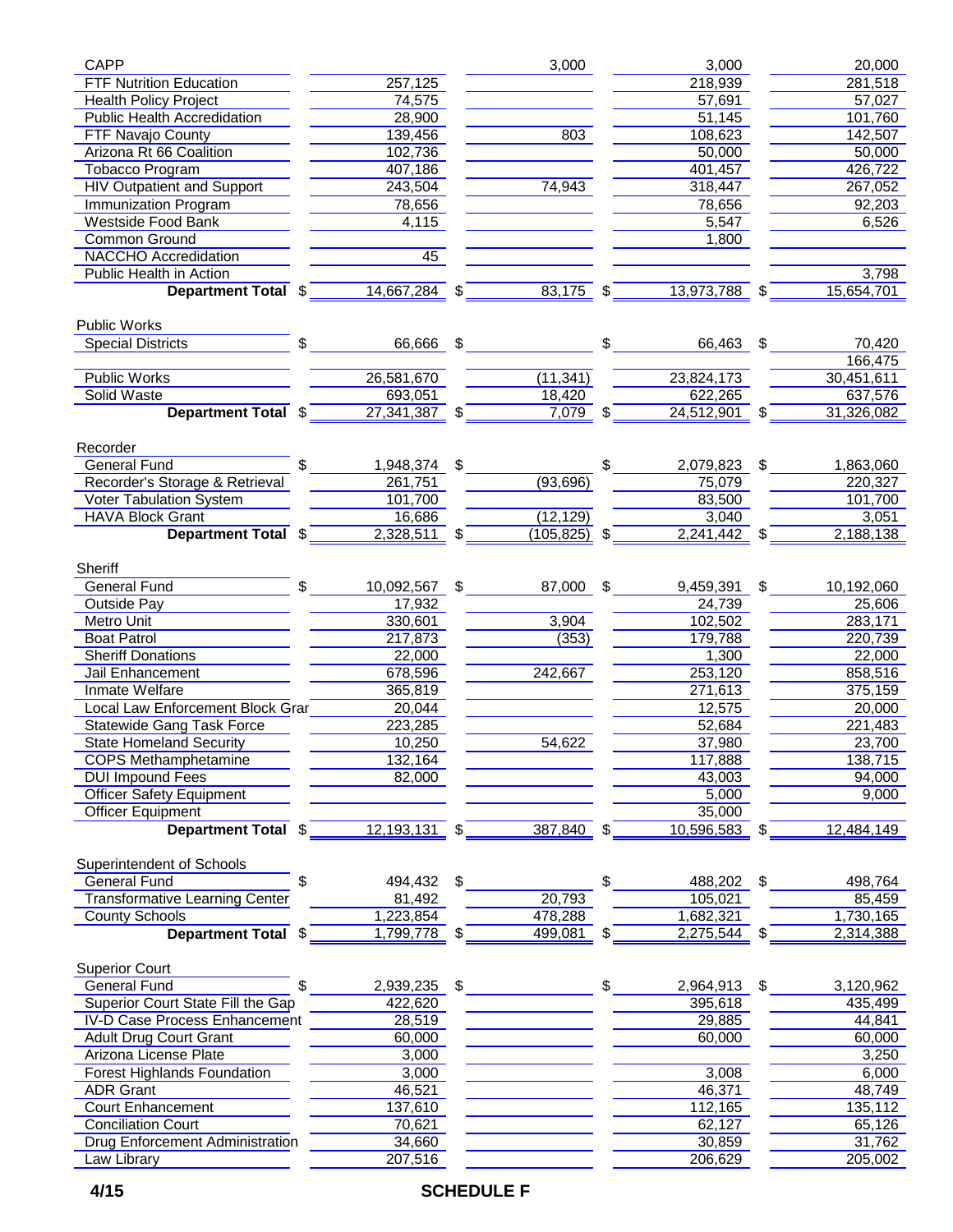| | | | | |
|---|---|---|---|---|
| CAPP | | 3,000 | 3,000 | 20,000 |
| FTF Nutrition Education | 257,125 | | 218,939 | 281,518 |
| Health Policy Project | 74,575 | | 57,691 | 57,027 |
| Public Health Accreditation | 28,900 | | 51,145 | 101,760 |
| FTF Navajo County | 139,456 | 803 | 108,623 | 142,507 |
| Arizona Rt 66 Coalition | 102,736 | | 50,000 | 50,000 |
| Tobacco Program | 407,186 | | 401,457 | 426,722 |
| HIV Outpatient and Support | 243,504 | 74,943 | 318,447 | 267,052 |
| Immunization Program | 78,656 | | 78,656 | 92,203 |
| Westside Food Bank | 4,115 | | 5,547 | 6,526 |
| Common Ground | | | 1,800 | |
| NACCHO Accredidation | 45 | | | |
| Public Health in Action | | | | 3,798 |
| **Department Total** | $ 14,667,284 | $ 83,175 | $ 13,973,788 | $ 15,654,701 |
| | | | | |
| Public Works | | | | |
| Special Districts | $ 66,666 | $ | $ 66,463 | $ 70,420 |
| | | | | 166,475 |
| Public Works | 26,581,670 | (11,341) | 23,824,173 | 30,451,611 |
| Solid Waste | 693,051 | 18,420 | 622,265 | 637,576 |
| **Department Total** | $ 27,341,387 | $ 7,079 | $ 24,512,901 | $ 31,326,082 |
| | | | | |
| Recorder | | | | |
| General Fund | $ 1,948,374 | $ | $ 2,079,823 | $ 1,863,060 |
| Recorder's Storage & Retrieval | 261,751 | (93,696) | 75,079 | 220,327 |
| Voter Tabulation System | 101,700 | | 83,500 | 101,700 |
| HAVA Block Grant | 16,686 | (12,129) | 3,040 | 3,051 |
| **Department Total** | $ 2,328,511 | $ (105,825) | $ 2,241,442 | $ 2,188,138 |
| | | | | |
| Sheriff | | | | |
| General Fund | $ 10,092,567 | $ 87,000 | $ 9,459,391 | $ 10,192,060 |
| Outside Pay | 17,932 | | 24,739 | 25,606 |
| Metro Unit | 330,601 | 3,904 | 102,502 | 283,171 |
| Boat Patrol | 217,873 | (353) | 179,788 | 220,739 |
| Sheriff Donations | 22,000 | | 1,300 | 22,000 |
| Jail Enhancement | 678,596 | 242,667 | 253,120 | 858,516 |
| Inmate Welfare | 365,819 | | 271,613 | 375,159 |
| Local Law Enforcement Block Grar | 20,044 | | 12,575 | 20,000 |
| Statewide Gang Task Force | 223,285 | | 52,684 | 221,483 |
| State Homeland Security | 10,250 | 54,622 | 37,980 | 23,700 |
| COPS Methamphetamine | 132,164 | | 117,888 | 138,715 |
| DUI Impound Fees | 82,000 | | 43,003 | 94,000 |
| Officer Safety Equipment | | | 5,000 | 9,000 |
| Officer Equipment | | | 35,000 | |
| **Department Total** | $ 12,193,131 | $ 387,840 | $ 10,596,583 | $ 12,484,149 |
| | | | | |
| Superintendent of Schools | | | | |
| General Fund | $ 494,432 | $ | $ 488,202 | $ 498,764 |
| Transformative Learning Center | 81,492 | 20,793 | 105,021 | 85,459 |
| County Schools | 1,223,854 | 478,288 | 1,682,321 | 1,730,165 |
| **Department Total** | $ 1,799,778 | $ 499,081 | $ 2,275,544 | $ 2,314,388 |
| | | | | |
| Superior Court | | | | |
| General Fund | $ 2,939,235 | $ | $ 2,964,913 | $ 3,120,962 |
| Superior Court State Fill the Gap | 422,620 | | 395,618 | 435,499 |
| IV-D Case Process Enhancement | 28,519 | | 29,885 | 44,841 |
| Adult Drug Court Grant | 60,000 | | 60,000 | 60,000 |
| Arizona License Plate | 3,000 | | | 3,250 |
| Forest Highlands Foundation | 3,000 | | 3,008 | 6,000 |
| ADR Grant | 46,521 | | 46,371 | 48,749 |
| Court Enhancement | 137,610 | | 112,165 | 135,112 |
| Conciliation Court | 70,621 | | 62,127 | 65,126 |
| Drug Enforcement Administration | 34,660 | | 30,859 | 31,762 |
| Law Library | 207,516 | | 206,629 | 205,002 |

4/15

SCHEDULE F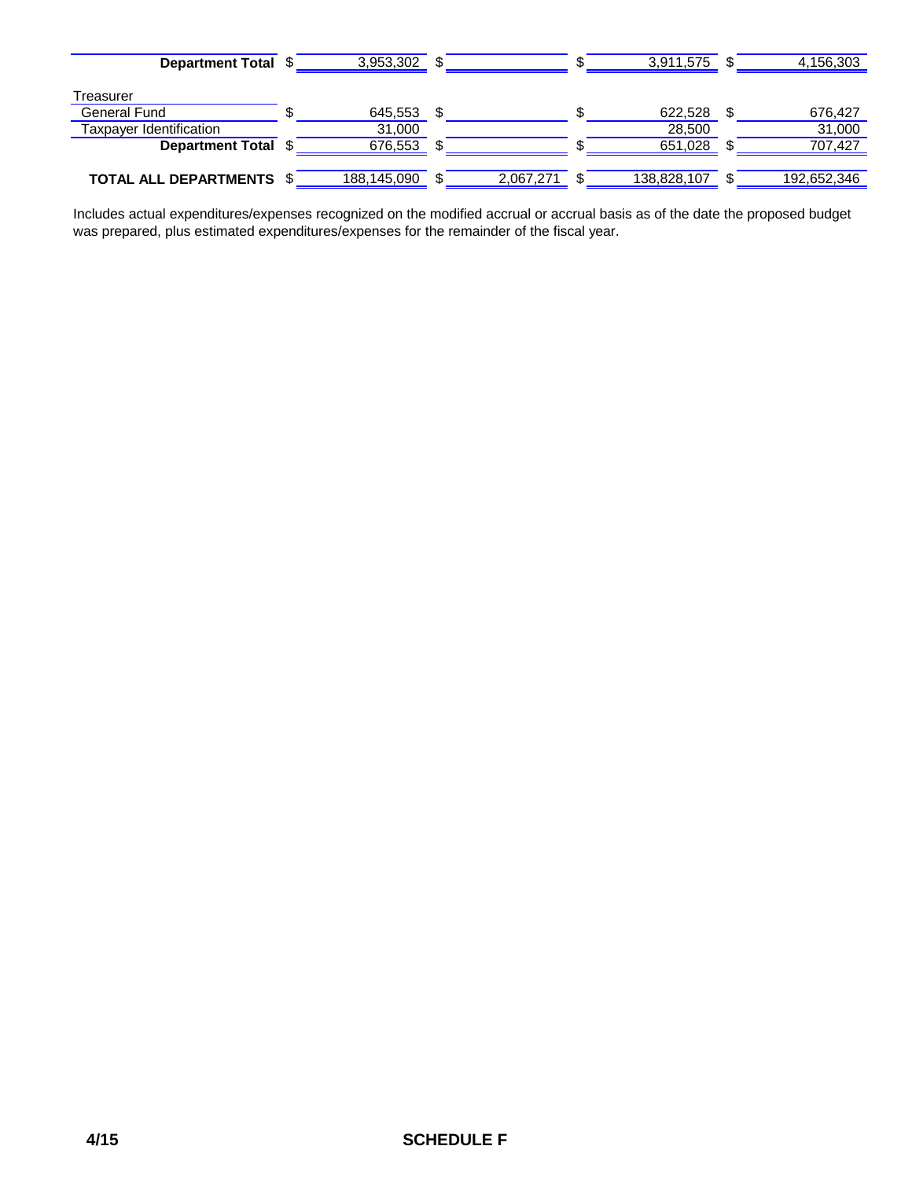| | | | | |
|---|---|---|---|---|
| **Department Total** | $ 3,953,302 | $ | $ 3,911,575 | $ 4,156,303 |
| | | | | |
| Treasurer | | | | |
| General Fund | $ 645,553 | $ | $ 622,528 | $ 676,427 |
| Taxpayer Identification | 31,000 | | 28,500 | 31,000 |
| **Department Total** | $ 676,553 | $ | $ 651,028 | $ 707,427 |
| | | | | |
| **TOTAL ALL DEPARTMENTS** | $ 188,145,090 | $ 2,067,271 | $ 138,828,107 | $ 192,652,346 |

Includes actual expenditures/expenses recognized on the modified accrual or accrual basis as of the date the proposed budget was prepared, plus estimated expenditures/expenses for the remainder of the fiscal year.

**4/15** **SCHEDULE F**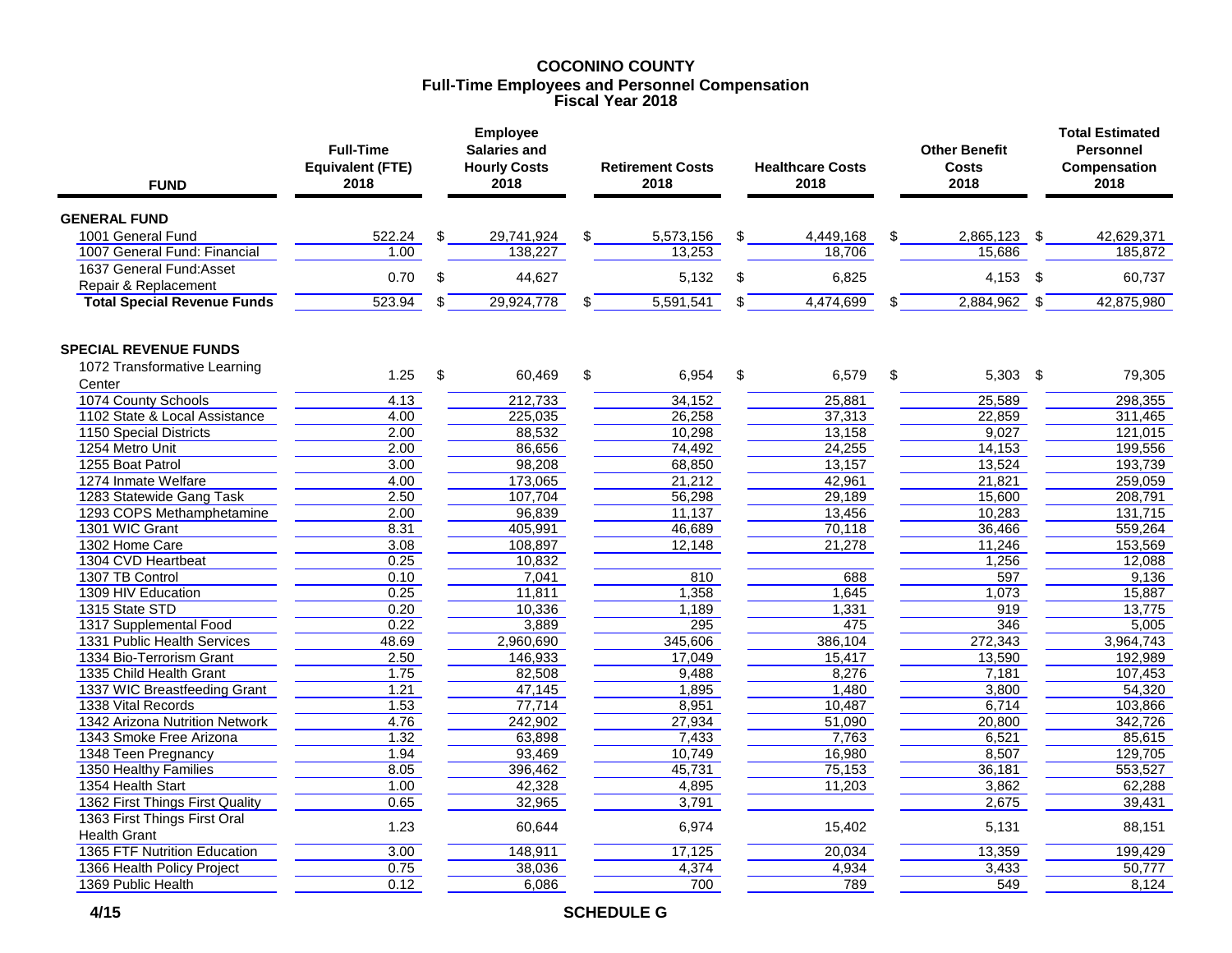# COCONINO COUNTY
## Full-Time Employees and Personnel Compensation
### Fiscal Year 2018

| FUND | Full-Time Equivalent (FTE) 2018 | Employee Salaries and Hourly Costs 2018 | Retirement Costs 2018 | Healthcare Costs 2018 | Other Benefit Costs 2018 | Total Estimated Personnel Compensation 2018 |
|---|---|---|---|---|---|---|
| **GENERAL FUND** | | | | | | |
| 1001 General Fund | 522.24 | $ 29,741,924 | $ 5,573,156 | $ 4,449,168 | $ 2,865,123 | $ 42,629,371 |
| 1007 General Fund: Financial | 1.00 | 138,227 | 13,253 | 18,706 | 15,686 | 185,872 |
| 1637 General Fund:Asset Repair & Replacement | 0.70 | $ 44,627 | 5,132 | $ 6,825 | 4,153 | $ 60,737 |
| **Total Special Revenue Funds** | 523.94 | $ 29,924,778 | $ 5,591,541 | $ 4,474,699 | $ 2,884,962 | $ 42,875,980 |
| **SPECIAL REVENUE FUNDS** | | | | | | |
| 1072 Transformative Learning Center | 1.25 | $ 60,469 | $ 6,954 | $ 6,579 | $ 5,303 | $ 79,305 |
| 1074 County Schools | 4.13 | 212,733 | 34,152 | 25,881 | 25,589 | 298,355 |
| 1102 State & Local Assistance | 4.00 | 225,035 | 26,258 | 37,313 | 22,859 | 311,465 |
| 1150 Special Districts | 2.00 | 88,532 | 10,298 | 13,158 | 9,027 | 121,015 |
| 1254 Metro Unit | 2.00 | 86,656 | 74,492 | 24,255 | 14,153 | 199,556 |
| 1255 Boat Patrol | 3.00 | 98,208 | 68,850 | 13,157 | 13,524 | 193,739 |
| 1274 Inmate Welfare | 4.00 | 173,065 | 21,212 | 42,961 | 21,821 | 259,059 |
| 1283 Statewide Gang Task | 2.50 | 107,704 | 56,298 | 29,189 | 15,600 | 208,791 |
| 1293 COPS Methamphetamine | 2.00 | 96,839 | 11,137 | 13,456 | 10,283 | 131,715 |
| 1301 WIC Grant | 8.31 | 405,991 | 46,689 | 70,118 | 36,466 | 559,264 |
| 1302 Home Care | 3.08 | 108,897 | 12,148 | 21,278 | 11,246 | 153,569 |
| 1304 CVD Heartbeat | 0.25 | 10,832 | | | 1,256 | 12,088 |
| 1307 TB Control | 0.10 | 7,041 | 810 | 688 | 597 | 9,136 |
| 1309 HIV Education | 0.25 | 11,811 | 1,358 | 1,645 | 1,073 | 15,887 |
| 1315 State STD | 0.20 | 10,336 | 1,189 | 1,331 | 919 | 13,775 |
| 1317 Supplemental Food | 0.22 | 3,889 | 295 | 475 | 346 | 5,005 |
| 1331 Public Health Services | 48.69 | 2,960,690 | 345,606 | 386,104 | 272,343 | 3,964,743 |
| 1334 Bio-Terrorism Grant | 2.50 | 146,933 | 17,049 | 15,417 | 13,590 | 192,989 |
| 1335 Child Health Grant | 1.75 | 82,508 | 9,488 | 8,276 | 7,181 | 107,453 |
| 1337 WIC Breastfeeding Grant | 1.21 | 47,145 | 1,895 | 1,480 | 3,800 | 54,320 |
| 1338 Vital Records | 1.53 | 77,714 | 8,951 | 10,487 | 6,714 | 103,866 |
| 1342 Arizona Nutrition Network | 4.76 | 242,902 | 27,934 | 51,090 | 20,800 | 342,726 |
| 1343 Smoke Free Arizona | 1.32 | 63,898 | 7,433 | 7,763 | 6,521 | 85,615 |
| 1348 Teen Pregnancy | 1.94 | 93,469 | 10,749 | 16,980 | 8,507 | 129,705 |
| 1350 Healthy Families | 8.05 | 396,462 | 45,731 | 75,153 | 36,181 | 553,527 |
| 1354 Health Start | 1.00 | 42,328 | 4,895 | 11,203 | 3,862 | 62,288 |
| 1362 First Things First Quality | 0.65 | 32,965 | 3,791 | | 2,675 | 39,431 |
| 1363 First Things First Oral Health Grant | 1.23 | 60,644 | 6,974 | 15,402 | 5,131 | 88,151 |
| 1365 FTF Nutrition Education | 3.00 | 148,911 | 17,125 | 20,034 | 13,359 | 199,429 |
| 1366 Health Policy Project | 0.75 | 38,036 | 4,374 | 4,934 | 3,433 | 50,777 |
| 1369 Public Health | 0.12 | 6,086 | 700 | 789 | 549 | 8,124 |

4/15 SCHEDULE G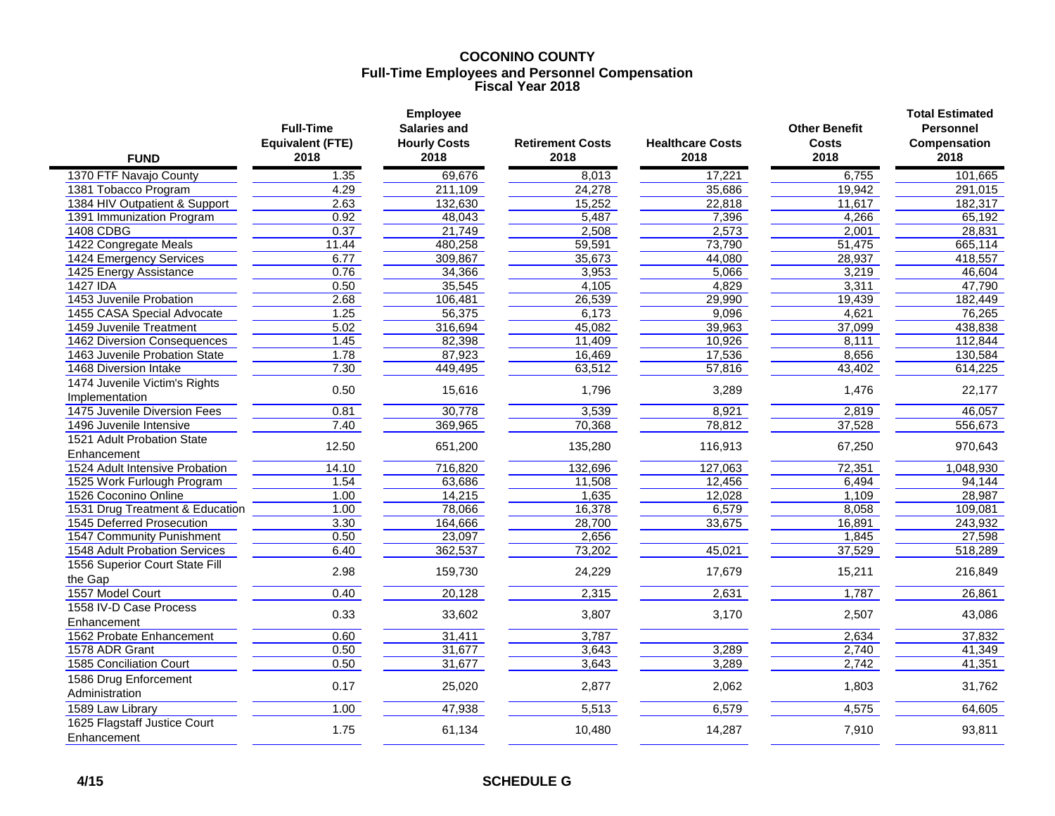# COCONINO COUNTY
## Full-Time Employees and Personnel Compensation
## Fiscal Year 2018

| FUND | Full-Time Equivalent (FTE) 2018 | Employee Salaries and Hourly Costs 2018 | Retirement Costs 2018 | Healthcare Costs 2018 | Other Benefit Costs 2018 | Total Estimated Personnel Compensation 2018 |
|---|---|---|---|---|---|---|
| 1370 FTF Navajo County | 1.35 | 69,676 | 8,013 | 17,221 | 6,755 | 101,665 |
| 1381 Tobacco Program | 4.29 | 211,109 | 24,278 | 35,686 | 19,942 | 291,015 |
| 1384 HIV Outpatient & Support | 2.63 | 132,630 | 15,252 | 22,818 | 11,617 | 182,317 |
| 1391 Immunization Program | 0.92 | 48,043 | 5,487 | 7,396 | 4,266 | 65,192 |
| 1408 CDBG | 0.37 | 21,749 | 2,508 | 2,573 | 2,001 | 28,831 |
| 1422 Congregate Meals | 11.44 | 480,258 | 59,591 | 73,790 | 51,475 | 665,114 |
| 1424 Emergency Services | 6.77 | 309,867 | 35,673 | 44,080 | 28,937 | 418,557 |
| 1425 Energy Assistance | 0.76 | 34,366 | 3,953 | 5,066 | 3,219 | 46,604 |
| 1427 IDA | 0.50 | 35,545 | 4,105 | 4,829 | 3,311 | 47,790 |
| 1453 Juvenile Probation | 2.68 | 106,481 | 26,539 | 29,990 | 19,439 | 182,449 |
| 1455 CASA Special Advocate | 1.25 | 56,375 | 6,173 | 9,096 | 4,621 | 76,265 |
| 1459 Juvenile Treatment | 5.02 | 316,694 | 45,082 | 39,963 | 37,099 | 438,838 |
| 1462 Diversion Consequences | 1.45 | 82,398 | 11,409 | 10,926 | 8,111 | 112,844 |
| 1463 Juvenile Probation State | 1.78 | 87,923 | 16,469 | 17,536 | 8,656 | 130,584 |
| 1468 Diversion Intake | 7.30 | 449,495 | 63,512 | 57,816 | 43,402 | 614,225 |
| 1474 Juvenile Victim's Rights Implementation | 0.50 | 15,616 | 1,796 | 3,289 | 1,476 | 22,177 |
| 1475 Juvenile Diversion Fees | 0.81 | 30,778 | 3,539 | 8,921 | 2,819 | 46,057 |
| 1496 Juvenile Intensive | 7.40 | 369,965 | 70,368 | 78,812 | 37,528 | 556,673 |
| 1521 Adult Probation State Enhancement | 12.50 | 651,200 | 135,280 | 116,913 | 67,250 | 970,643 |
| 1524 Adult Intensive Probation | 14.10 | 716,820 | 132,696 | 127,063 | 72,351 | 1,048,930 |
| 1525 Work Furlough Program | 1.54 | 63,686 | 11,508 | 12,456 | 6,494 | 94,144 |
| 1526 Coconino Online | 1.00 | 14,215 | 1,635 | 12,028 | 1,109 | 28,987 |
| 1531 Drug Treatment & Education | 1.00 | 78,066 | 16,378 | 6,579 | 8,058 | 109,081 |
| 1545 Deferred Prosecution | 3.30 | 164,666 | 28,700 | 33,675 | 16,891 | 243,932 |
| 1547 Community Punishment | 0.50 | 23,097 | 2,656 | | 1,845 | 27,598 |
| 1548 Adult Probation Services | 6.40 | 362,537 | 73,202 | 45,021 | 37,529 | 518,289 |
| 1556 Superior Court State Fill the Gap | 2.98 | 159,730 | 24,229 | 17,679 | 15,211 | 216,849 |
| 1557 Model Court | 0.40 | 20,128 | 2,315 | 2,631 | 1,787 | 26,861 |
| 1558 IV-D Case Process Enhancement | 0.33 | 33,602 | 3,807 | 3,170 | 2,507 | 43,086 |
| 1562 Probate Enhancement | 0.60 | 31,411 | 3,787 | | 2,634 | 37,832 |
| 1578 ADR Grant | 0.50 | 31,677 | 3,643 | 3,289 | 2,740 | 41,349 |
| 1585 Conciliation Court | 0.50 | 31,677 | 3,643 | 3,289 | 2,742 | 41,351 |
| 1586 Drug Enforcement Administration | 0.17 | 25,020 | 2,877 | 2,062 | 1,803 | 31,762 |
| 1589 Law Library | 1.00 | 47,938 | 5,513 | 6,579 | 4,575 | 64,605 |
| 1625 Flagstaff Justice Court Enhancement | 1.75 | 61,134 | 10,480 | 14,287 | 7,910 | 93,811 |

4/15 SCHEDULE G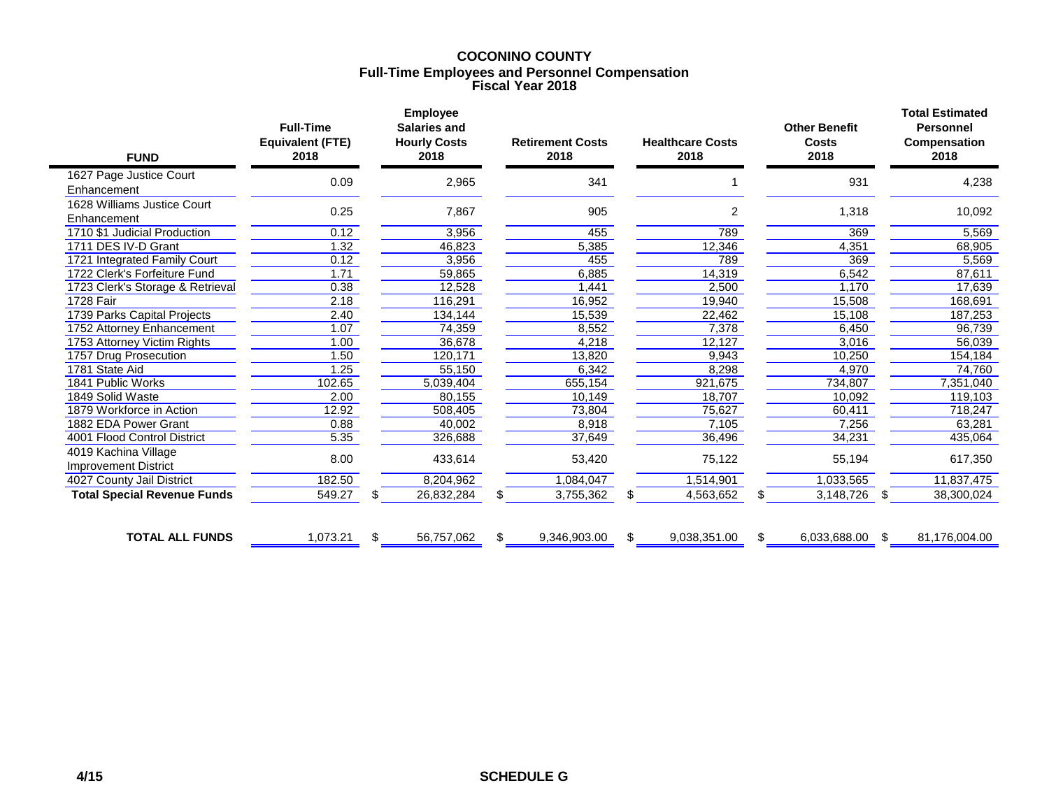# COCONINO COUNTY
## Full-Time Employees and Personnel Compensation
### Fiscal Year 2018

| FUND | Full-Time Equivalent (FTE) 2018 | Employee Salaries and Hourly Costs 2018 | Retirement Costs 2018 | Healthcare Costs 2018 | Other Benefit Costs 2018 | Total Estimated Personnel Compensation 2018 |
|---|---|---|---|---|---|---|
| 1627 Page Justice Court Enhancement | 0.09 | 2,965 | 341 | 1 | 931 | 4,238 |
| 1628 Williams Justice Court Enhancement | 0.25 | 7,867 | 905 | 2 | 1,318 | 10,092 |
| 1710 $1 Judicial Production | 0.12 | 3,956 | 455 | 789 | 369 | 5,569 |
| 1711 DES IV-D Grant | 1.32 | 46,823 | 5,385 | 12,346 | 4,351 | 68,905 |
| 1721 Integrated Family Court | 0.12 | 3,956 | 455 | 789 | 369 | 5,569 |
| 1722 Clerk's Forfeiture Fund | 1.71 | 59,865 | 6,885 | 14,319 | 6,542 | 87,611 |
| 1723 Clerk's Storage & Retrieval | 0.38 | 12,528 | 1,441 | 2,500 | 1,170 | 17,639 |
| 1728 Fair | 2.18 | 116,291 | 16,952 | 19,940 | 15,508 | 168,691 |
| 1739 Parks Capital Projects | 2.40 | 134,144 | 15,539 | 22,462 | 15,108 | 187,253 |
| 1752 Attorney Enhancement | 1.07 | 74,359 | 8,552 | 7,378 | 6,450 | 96,739 |
| 1753 Attorney Victim Rights | 1.00 | 36,678 | 4,218 | 12,127 | 3,016 | 56,039 |
| 1757 Drug Prosecution | 1.50 | 120,171 | 13,820 | 9,943 | 10,250 | 154,184 |
| 1781 State Aid | 1.25 | 55,150 | 6,342 | 8,298 | 4,970 | 74,760 |
| 1841 Public Works | 102.65 | 5,039,404 | 655,154 | 921,675 | 734,807 | 7,351,040 |
| 1849 Solid Waste | 2.00 | 80,155 | 10,149 | 18,707 | 10,092 | 119,103 |
| 1879 Workforce in Action | 12.92 | 508,405 | 73,804 | 75,627 | 60,411 | 718,247 |
| 1882 EDA Power Grant | 0.88 | 40,002 | 8,918 | 7,105 | 7,256 | 63,281 |
| 4001 Flood Control District | 5.35 | 326,688 | 37,649 | 36,496 | 34,231 | 435,064 |
| 4019 Kachina Village Improvement District | 8.00 | 433,614 | 53,420 | 75,122 | 55,194 | 617,350 |
| 4027 County Jail District | 182.50 | 8,204,962 | 1,084,047 | 1,514,901 | 1,033,565 | 11,837,475 |
| **Total Special Revenue Funds** | 549.27 | $ 26,832,284 | $ 3,755,362 | $ 4,563,652 | $ 3,148,726 | $ 38,300,024 |
| **TOTAL ALL FUNDS** | 1,073.21 | $ 56,757,062 | $ 9,346,903.00 | $ 9,038,351.00 | $ 6,033,688.00 | $ 81,176,004.00 |

4/15

SCHEDULE G